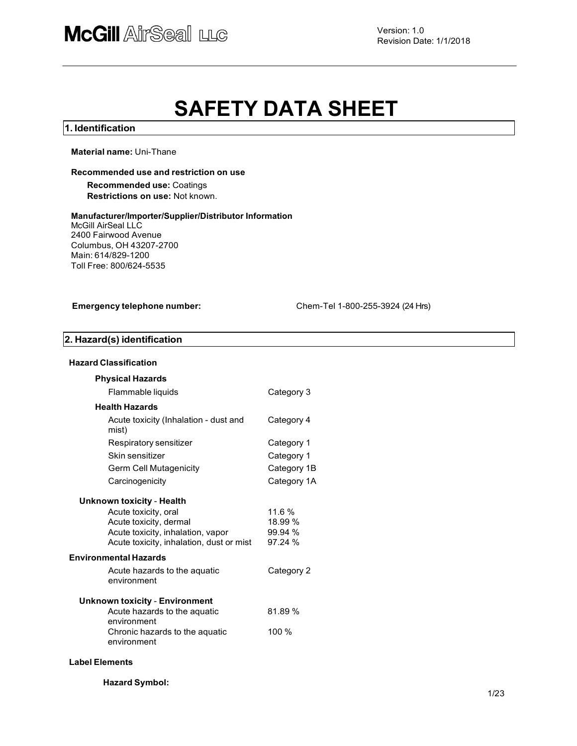McGill AirSeal LLC

Version: 1.0
Revision Date: 1/1/2018

# SAFETY DATA SHEET

## 1. Identification

**Material name:** Uni-Thane

**Recommended use and restriction on use**

**Recommended use:** Coatings
**Restrictions on use:** Not known.

**Manufacturer/Importer/Supplier/Distributor Information**
McGill AirSeal LLC
2400 Fairwood Avenue
Columbus, OH 43207-2700
Main: 614/829-1200
Toll Free: 800/624-5535

**Emergency telephone number:** Chem-Tel 1-800-255-3924 (24 Hrs)

## 2. Hazard(s) identification

**Hazard Classification**

**Physical Hazards**

| | |
|---|---|
| Flammable liquids | Category 3 |

**Health Hazards**

| | |
|---|---|
| Acute toxicity (Inhalation - dust and mist) | Category 4 |
| Respiratory sensitizer | Category 1 |
| Skin sensitizer | Category 1 |
| Germ Cell Mutagenicity | Category 1B |
| Carcinogenicity | Category 1A |

**Unknown toxicity - Health**

| | |
|---|---|
| Acute toxicity, oral | 11.6 % |
| Acute toxicity, dermal | 18.99 % |
| Acute toxicity, inhalation, vapor | 99.94 % |
| Acute toxicity, inhalation, dust or mist | 97.24 % |

**Environmental Hazards**

| | |
|---|---|
| Acute hazards to the aquatic environment | Category 2 |

**Unknown toxicity - Environment**

| | |
|---|---|
| Acute hazards to the aquatic environment | 81.89 % |
| Chronic hazards to the aquatic environment | 100 % |

**Label Elements**

**Hazard Symbol:**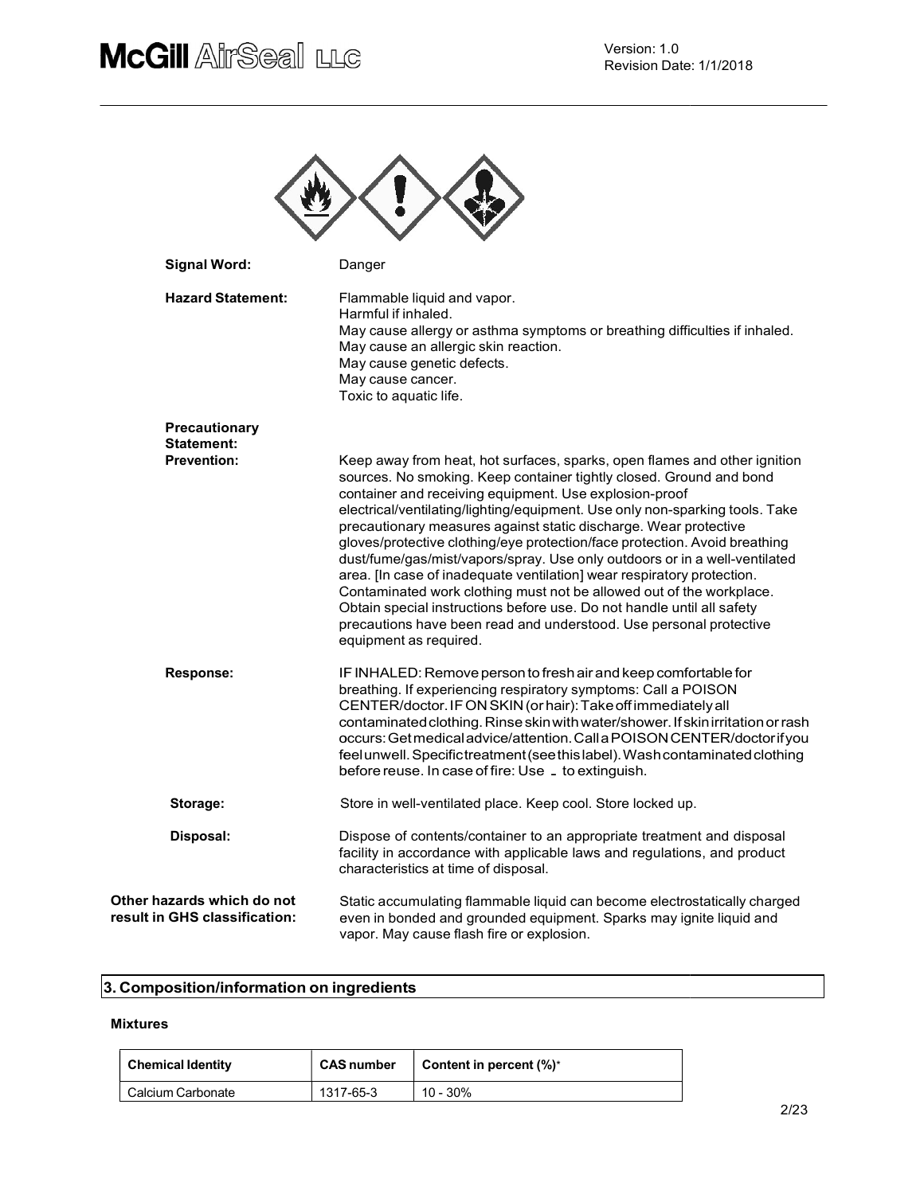**Signal Word:** Danger

**Hazard Statement:**
Flammable liquid and vapor.
Harmful if inhaled.
May cause allergy or asthma symptoms or breathing difficulties if inhaled.
May cause an allergic skin reaction.
May cause genetic defects.
May cause cancer.
Toxic to aquatic life.

**Precautionary Statement:**

**Prevention:** Keep away from heat, hot surfaces, sparks, open flames and other ignition sources. No smoking. Keep container tightly closed. Ground and bond container and receiving equipment. Use explosion-proof electrical/ventilating/lighting/equipment. Use only non-sparking tools. Take precautionary measures against static discharge. Wear protective gloves/protective clothing/eye protection/face protection. Avoid breathing dust/fume/gas/mist/vapors/spray. Use only outdoors or in a well-ventilated area. [In case of inadequate ventilation] wear respiratory protection. Contaminated work clothing must not be allowed out of the workplace. Obtain special instructions before use. Do not handle until all safety precautions have been read and understood. Use personal protective equipment as required.

**Response:** IF INHALED: Remove person to fresh air and keep comfortable for breathing. If experiencing respiratory symptoms: Call a POISON CENTER/doctor. IF ON SKIN (or hair): Take off immediately all contaminated clothing. Rinse skin with water/shower. If skin irritation or rash occurs: Get medical advice/attention. Call a POISON CENTER/doctor if you feel unwell. Specific treatment (see this label). Wash contaminated clothing before reuse. In case of fire: Use _ to extinguish.

**Storage:** Store in well-ventilated place. Keep cool. Store locked up.

**Disposal:** Dispose of contents/container to an appropriate treatment and disposal facility in accordance with applicable laws and regulations, and product characteristics at time of disposal.

**Other hazards which do not result in GHS classification:** Static accumulating flammable liquid can become electrostatically charged even in bonded and grounded equipment. Sparks may ignite liquid and vapor. May cause flash fire or explosion.

## 3. Composition/information on ingredients

### Mixtures

| Chemical Identity | CAS number | Content in percent (%)* |
|---|---|---|
| Calcium Carbonate | 1317-65-3 | 10 - 30% |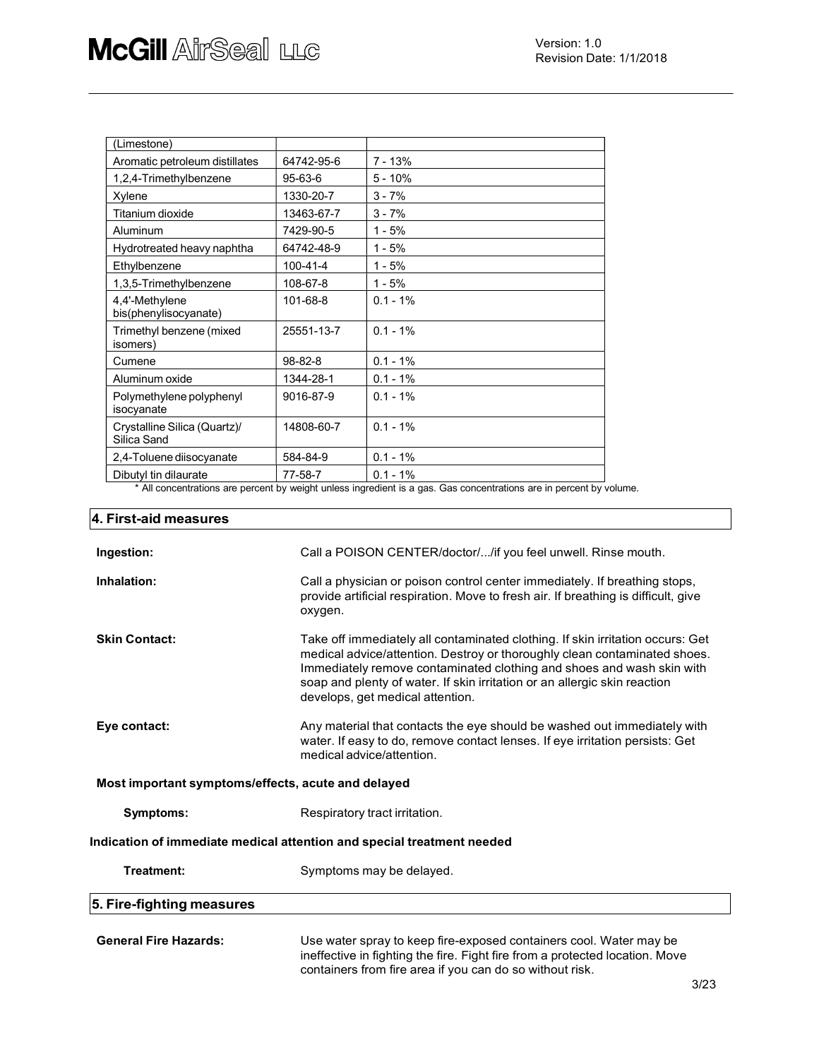| | | |
|---|---|---|
| (Limestone) | | |
| Aromatic petroleum distillates | 64742-95-6 | 7 - 13% |
| 1,2,4-Trimethylbenzene | 95-63-6 | 5 - 10% |
| Xylene | 1330-20-7 | 3 - 7% |
| Titanium dioxide | 13463-67-7 | 3 - 7% |
| Aluminum | 7429-90-5 | 1 - 5% |
| Hydrotreated heavy naphtha | 64742-48-9 | 1 - 5% |
| Ethylbenzene | 100-41-4 | 1 - 5% |
| 1,3,5-Trimethylbenzene | 108-67-8 | 1 - 5% |
| 4,4'-Methylene bis(phenylisocyanate) | 101-68-8 | 0.1 - 1% |
| Trimethyl benzene (mixed isomers) | 25551-13-7 | 0.1 - 1% |
| Cumene | 98-82-8 | 0.1 - 1% |
| Aluminum oxide | 1344-28-1 | 0.1 - 1% |
| Polymethylene polyphenyl isocyanate | 9016-87-9 | 0.1 - 1% |
| Crystalline Silica (Quartz)/ Silica Sand | 14808-60-7 | 0.1 - 1% |
| 2,4-Toluene diisocyanate | 584-84-9 | 0.1 - 1% |
| Dibutyl tin dilaurate | 77-58-7 | 0.1 - 1% |

* All concentrations are percent by weight unless ingredient is a gas. Gas concentrations are in percent by volume.

## 4. First-aid measures

**Ingestion:** Call a POISON CENTER/doctor/.../if you feel unwell. Rinse mouth.

**Inhalation:** Call a physician or poison control center immediately. If breathing stops, provide artificial respiration. Move to fresh air. If breathing is difficult, give oxygen.

**Skin Contact:** Take off immediately all contaminated clothing. If skin irritation occurs: Get medical advice/attention. Destroy or thoroughly clean contaminated shoes. Immediately remove contaminated clothing and shoes and wash skin with soap and plenty of water. If skin irritation or an allergic skin reaction develops, get medical attention.

**Eye contact:** Any material that contacts the eye should be washed out immediately with water. If easy to do, remove contact lenses. If eye irritation persists: Get medical advice/attention.

**Most important symptoms/effects, acute and delayed**

**Symptoms:** Respiratory tract irritation.

**Indication of immediate medical attention and special treatment needed**

**Treatment:** Symptoms may be delayed.

## 5. Fire-fighting measures

**General Fire Hazards:** Use water spray to keep fire-exposed containers cool. Water may be ineffective in fighting the fire. Fight fire from a protected location. Move containers from fire area if you can do so without risk.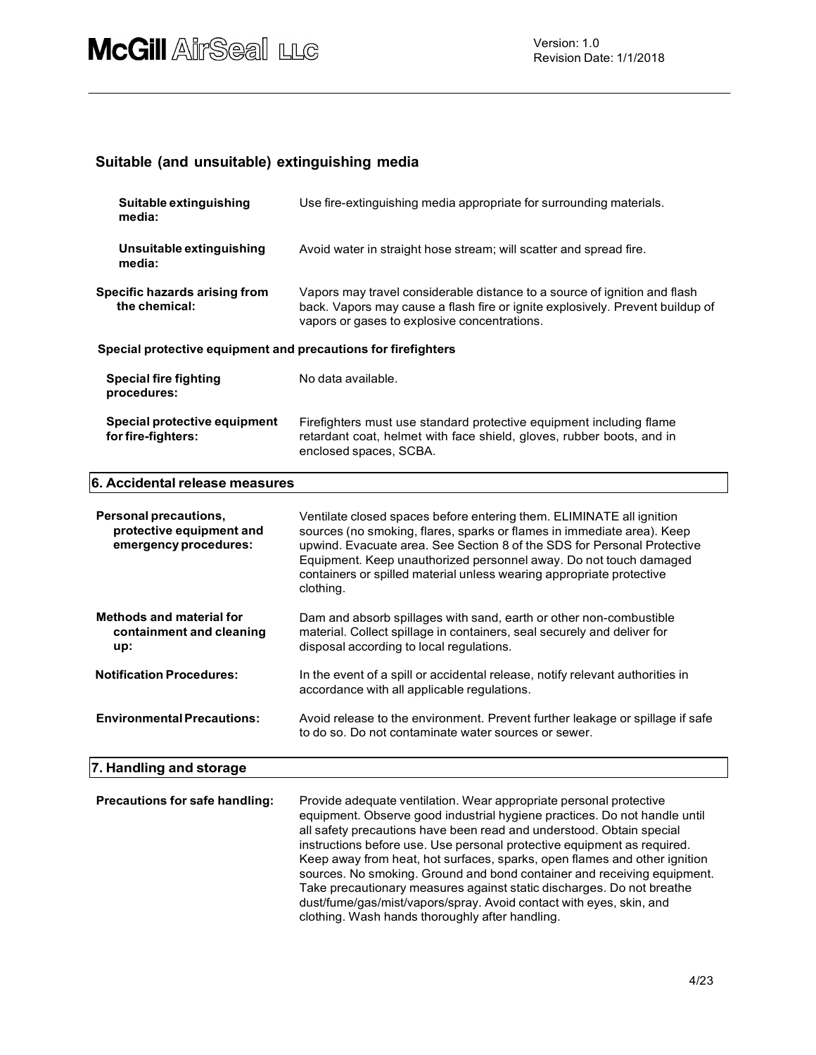### Suitable (and unsuitable) extinguishing media

| | |
|---|---|
| **Suitable extinguishing media:** | Use fire-extinguishing media appropriate for surrounding materials. |
| **Unsuitable extinguishing media:** | Avoid water in straight hose stream; will scatter and spread fire. |
| **Specific hazards arising from the chemical:** | Vapors may travel considerable distance to a source of ignition and flash back. Vapors may cause a flash fire or ignite explosively. Prevent buildup of vapors or gases to explosive concentrations. |

**Special protective equipment and precautions for firefighters**

| | |
|---|---|
| **Special fire fighting procedures:** | No data available. |
| **Special protective equipment for fire-fighters:** | Firefighters must use standard protective equipment including flame retardant coat, helmet with face shield, gloves, rubber boots, and in enclosed spaces, SCBA. |

## 6. Accidental release measures

| | |
|---|---|
| **Personal precautions, protective equipment and emergency procedures:** | Ventilate closed spaces before entering them. ELIMINATE all ignition sources (no smoking, flares, sparks or flames in immediate area). Keep upwind. Evacuate area. See Section 8 of the SDS for Personal Protective Equipment. Keep unauthorized personnel away. Do not touch damaged containers or spilled material unless wearing appropriate protective clothing. |
| **Methods and material for containment and cleaning up:** | Dam and absorb spillages with sand, earth or other non-combustible material. Collect spillage in containers, seal securely and deliver for disposal according to local regulations. |
| **Notification Procedures:** | In the event of a spill or accidental release, notify relevant authorities in accordance with all applicable regulations. |
| **Environmental Precautions:** | Avoid release to the environment. Prevent further leakage or spillage if safe to do so. Do not contaminate water sources or sewer. |

## 7. Handling and storage

| | |
|---|---|
| **Precautions for safe handling:** | Provide adequate ventilation. Wear appropriate personal protective equipment. Observe good industrial hygiene practices. Do not handle until all safety precautions have been read and understood. Obtain special instructions before use. Use personal protective equipment as required. Keep away from heat, hot surfaces, sparks, open flames and other ignition sources. No smoking. Ground and bond container and receiving equipment. Take precautionary measures against static discharges. Do not breathe dust/fume/gas/mist/vapors/spray. Avoid contact with eyes, skin, and clothing. Wash hands thoroughly after handling. |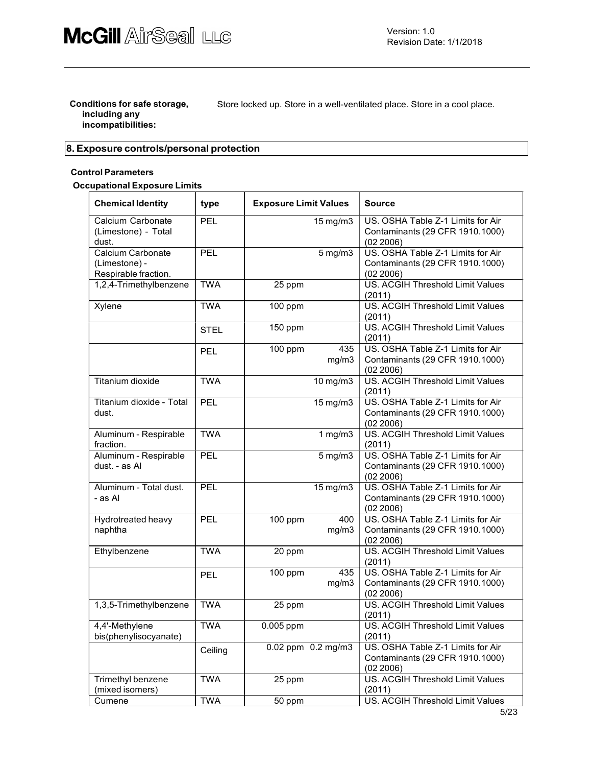**Conditions for safe storage, including any incompatibilities:** Store locked up. Store in a well-ventilated place. Store in a cool place.

## 8. Exposure controls/personal protection

**Control Parameters**

**Occupational Exposure Limits**

| Chemical Identity | type | Exposure Limit Values | | Source |
|---|---|---|---|---|
| Calcium Carbonate (Limestone) - Total dust. | PEL | | 15 mg/m3 | US. OSHA Table Z-1 Limits for Air Contaminants (29 CFR 1910.1000) (02 2006) |
| Calcium Carbonate (Limestone) - Respirable fraction. | PEL | | 5 mg/m3 | US. OSHA Table Z-1 Limits for Air Contaminants (29 CFR 1910.1000) (02 2006) |
| 1,2,4-Trimethylbenzene | TWA | 25 ppm | | US. ACGIH Threshold Limit Values (2011) |
| Xylene | TWA | 100 ppm | | US. ACGIH Threshold Limit Values (2011) |
| | STEL | 150 ppm | | US. ACGIH Threshold Limit Values (2011) |
| | PEL | 100 ppm | 435 mg/m3 | US. OSHA Table Z-1 Limits for Air Contaminants (29 CFR 1910.1000) (02 2006) |
| Titanium dioxide | TWA | | 10 mg/m3 | US. ACGIH Threshold Limit Values (2011) |
| Titanium dioxide - Total dust. | PEL | | 15 mg/m3 | US. OSHA Table Z-1 Limits for Air Contaminants (29 CFR 1910.1000) (02 2006) |
| Aluminum - Respirable fraction. | TWA | | 1 mg/m3 | US. ACGIH Threshold Limit Values (2011) |
| Aluminum - Respirable dust. - as Al | PEL | | 5 mg/m3 | US. OSHA Table Z-1 Limits for Air Contaminants (29 CFR 1910.1000) (02 2006) |
| Aluminum - Total dust. - as Al | PEL | | 15 mg/m3 | US. OSHA Table Z-1 Limits for Air Contaminants (29 CFR 1910.1000) (02 2006) |
| Hydrotreated heavy naphtha | PEL | 100 ppm | 400 mg/m3 | US. OSHA Table Z-1 Limits for Air Contaminants (29 CFR 1910.1000) (02 2006) |
| Ethylbenzene | TWA | 20 ppm | | US. ACGIH Threshold Limit Values (2011) |
| | PEL | 100 ppm | 435 mg/m3 | US. OSHA Table Z-1 Limits for Air Contaminants (29 CFR 1910.1000) (02 2006) |
| 1,3,5-Trimethylbenzene | TWA | 25 ppm | | US. ACGIH Threshold Limit Values (2011) |
| 4,4'-Methylene bis(phenylisocyanate) | TWA | 0.005 ppm | | US. ACGIH Threshold Limit Values (2011) |
| | Ceiling | 0.02 ppm | 0.2 mg/m3 | US. OSHA Table Z-1 Limits for Air Contaminants (29 CFR 1910.1000) (02 2006) |
| Trimethyl benzene (mixed isomers) | TWA | 25 ppm | | US. ACGIH Threshold Limit Values (2011) |
| Cumene | TWA | 50 ppm | | US. ACGIH Threshold Limit Values |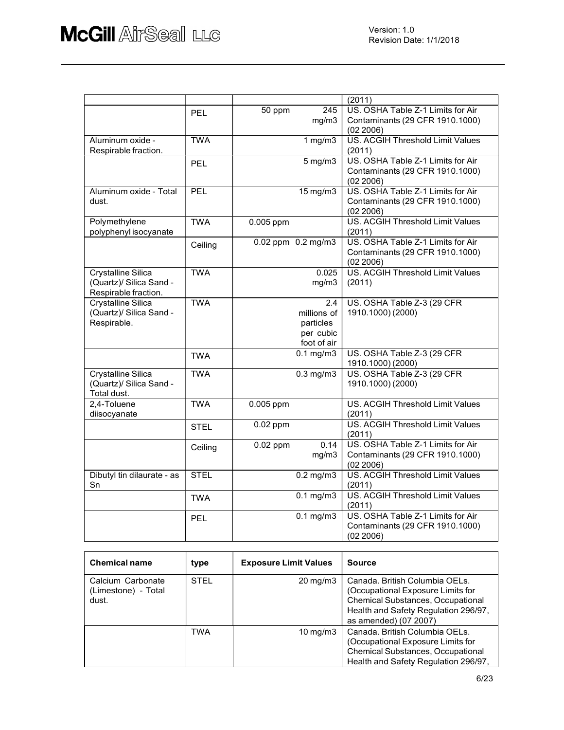| | | | |
|---|---|---|---|
| | | | (2011) |
| | PEL | 50 ppm 245 mg/m3 | US. OSHA Table Z-1 Limits for Air Contaminants (29 CFR 1910.1000) (02 2006) |
| Aluminum oxide - Respirable fraction. | TWA | 1 mg/m3 | US. ACGIH Threshold Limit Values (2011) |
| | PEL | 5 mg/m3 | US. OSHA Table Z-1 Limits for Air Contaminants (29 CFR 1910.1000) (02 2006) |
| Aluminum oxide - Total dust. | PEL | 15 mg/m3 | US. OSHA Table Z-1 Limits for Air Contaminants (29 CFR 1910.1000) (02 2006) |
| Polymethylene polyphenyl isocyanate | TWA | 0.005 ppm | US. ACGIH Threshold Limit Values (2011) |
| | Ceiling | 0.02 ppm 0.2 mg/m3 | US. OSHA Table Z-1 Limits for Air Contaminants (29 CFR 1910.1000) (02 2006) |
| Crystalline Silica (Quartz)/ Silica Sand - Respirable fraction. | TWA | 0.025 mg/m3 | US. ACGIH Threshold Limit Values (2011) |
| Crystalline Silica (Quartz)/ Silica Sand - Respirable. | TWA | 2.4 millions of particles per cubic foot of air | US. OSHA Table Z-3 (29 CFR 1910.1000) (2000) |
| | TWA | 0.1 mg/m3 | US. OSHA Table Z-3 (29 CFR 1910.1000) (2000) |
| Crystalline Silica (Quartz)/ Silica Sand - Total dust. | TWA | 0.3 mg/m3 | US. OSHA Table Z-3 (29 CFR 1910.1000) (2000) |
| 2,4-Toluene diisocyanate | TWA | 0.005 ppm | US. ACGIH Threshold Limit Values (2011) |
| | STEL | 0.02 ppm | US. ACGIH Threshold Limit Values (2011) |
| | Ceiling | 0.02 ppm 0.14 mg/m3 | US. OSHA Table Z-1 Limits for Air Contaminants (29 CFR 1910.1000) (02 2006) |
| Dibutyl tin dilaurate - as Sn | STEL | 0.2 mg/m3 | US. ACGIH Threshold Limit Values (2011) |
| | TWA | 0.1 mg/m3 | US. ACGIH Threshold Limit Values (2011) |
| | PEL | 0.1 mg/m3 | US. OSHA Table Z-1 Limits for Air Contaminants (29 CFR 1910.1000) (02 2006) |

| Chemical name | type | Exposure Limit Values | Source |
|---|---|---|---|
| Calcium Carbonate (Limestone) - Total dust. | STEL | 20 mg/m3 | Canada. British Columbia OELs. (Occupational Exposure Limits for Chemical Substances, Occupational Health and Safety Regulation 296/97, as amended) (07 2007) |
| | TWA | 10 mg/m3 | Canada. British Columbia OELs. (Occupational Exposure Limits for Chemical Substances, Occupational Health and Safety Regulation 296/97, |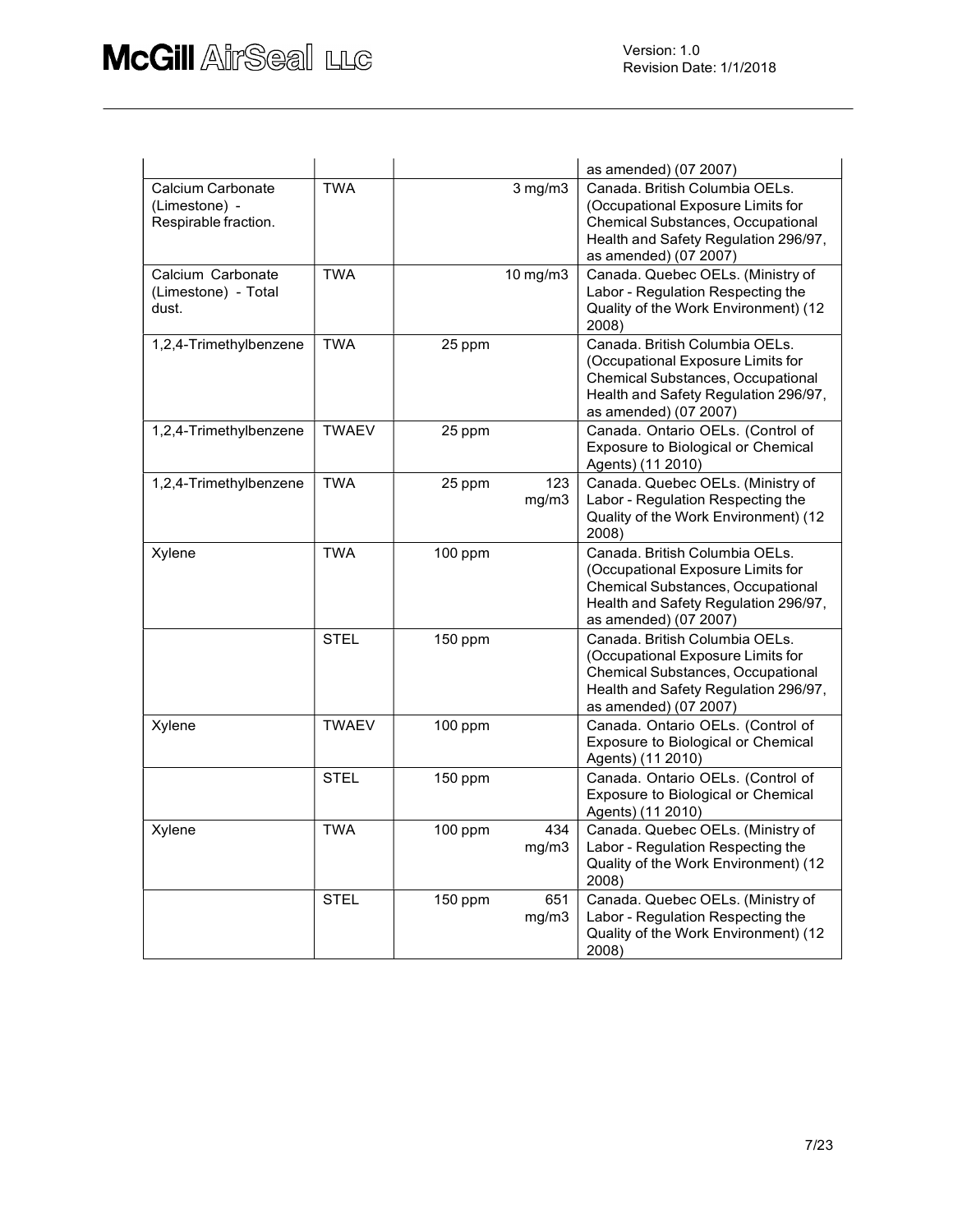| | | | | |
|---|---|---|---|---|
| | | | | as amended) (07 2007) |
| Calcium Carbonate (Limestone) - Respirable fraction. | TWA | | 3 mg/m3 | Canada. British Columbia OELs. (Occupational Exposure Limits for Chemical Substances, Occupational Health and Safety Regulation 296/97, as amended) (07 2007) |
| Calcium Carbonate (Limestone) - Total dust. | TWA | | 10 mg/m3 | Canada. Quebec OELs. (Ministry of Labor - Regulation Respecting the Quality of the Work Environment) (12 2008) |
| 1,2,4-Trimethylbenzene | TWA | 25 ppm | | Canada. British Columbia OELs. (Occupational Exposure Limits for Chemical Substances, Occupational Health and Safety Regulation 296/97, as amended) (07 2007) |
| 1,2,4-Trimethylbenzene | TWAEV | 25 ppm | | Canada. Ontario OELs. (Control of Exposure to Biological or Chemical Agents) (11 2010) |
| 1,2,4-Trimethylbenzene | TWA | 25 ppm | 123 mg/m3 | Canada. Quebec OELs. (Ministry of Labor - Regulation Respecting the Quality of the Work Environment) (12 2008) |
| Xylene | TWA | 100 ppm | | Canada. British Columbia OELs. (Occupational Exposure Limits for Chemical Substances, Occupational Health and Safety Regulation 296/97, as amended) (07 2007) |
| | STEL | 150 ppm | | Canada. British Columbia OELs. (Occupational Exposure Limits for Chemical Substances, Occupational Health and Safety Regulation 296/97, as amended) (07 2007) |
| Xylene | TWAEV | 100 ppm | | Canada. Ontario OELs. (Control of Exposure to Biological or Chemical Agents) (11 2010) |
| | STEL | 150 ppm | | Canada. Ontario OELs. (Control of Exposure to Biological or Chemical Agents) (11 2010) |
| Xylene | TWA | 100 ppm | 434 mg/m3 | Canada. Quebec OELs. (Ministry of Labor - Regulation Respecting the Quality of the Work Environment) (12 2008) |
| | STEL | 150 ppm | 651 mg/m3 | Canada. Quebec OELs. (Ministry of Labor - Regulation Respecting the Quality of the Work Environment) (12 2008) |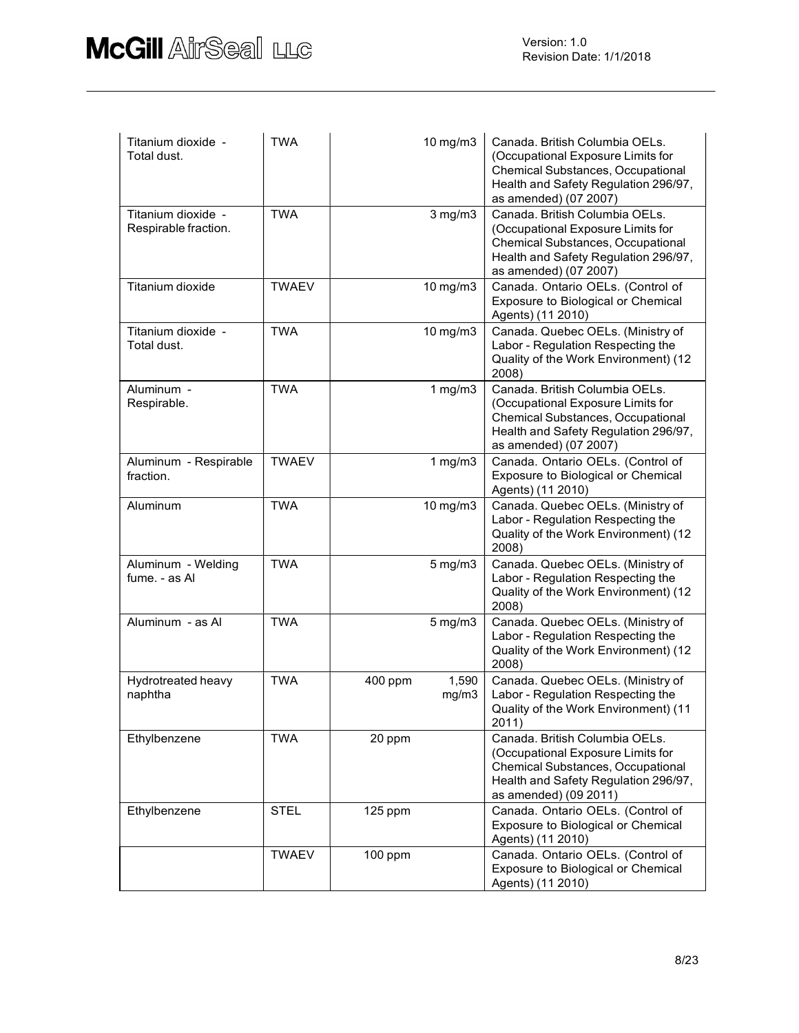| | | | | |
|---|---|---|---|---|
| Titanium dioxide - Total dust. | TWA | | 10 mg/m3 | Canada. British Columbia OELs. (Occupational Exposure Limits for Chemical Substances, Occupational Health and Safety Regulation 296/97, as amended) (07 2007) |
| Titanium dioxide - Respirable fraction. | TWA | | 3 mg/m3 | Canada. British Columbia OELs. (Occupational Exposure Limits for Chemical Substances, Occupational Health and Safety Regulation 296/97, as amended) (07 2007) |
| Titanium dioxide | TWAEV | | 10 mg/m3 | Canada. Ontario OELs. (Control of Exposure to Biological or Chemical Agents) (11 2010) |
| Titanium dioxide - Total dust. | TWA | | 10 mg/m3 | Canada. Quebec OELs. (Ministry of Labor - Regulation Respecting the Quality of the Work Environment) (12 2008) |
| Aluminum - Respirable. | TWA | | 1 mg/m3 | Canada. British Columbia OELs. (Occupational Exposure Limits for Chemical Substances, Occupational Health and Safety Regulation 296/97, as amended) (07 2007) |
| Aluminum - Respirable fraction. | TWAEV | | 1 mg/m3 | Canada. Ontario OELs. (Control of Exposure to Biological or Chemical Agents) (11 2010) |
| Aluminum | TWA | | 10 mg/m3 | Canada. Quebec OELs. (Ministry of Labor - Regulation Respecting the Quality of the Work Environment) (12 2008) |
| Aluminum - Welding fume. - as Al | TWA | | 5 mg/m3 | Canada. Quebec OELs. (Ministry of Labor - Regulation Respecting the Quality of the Work Environment) (12 2008) |
| Aluminum - as Al | TWA | | 5 mg/m3 | Canada. Quebec OELs. (Ministry of Labor - Regulation Respecting the Quality of the Work Environment) (12 2008) |
| Hydrotreated heavy naphtha | TWA | 400 ppm | 1,590 mg/m3 | Canada. Quebec OELs. (Ministry of Labor - Regulation Respecting the Quality of the Work Environment) (11 2011) |
| Ethylbenzene | TWA | 20 ppm | | Canada. British Columbia OELs. (Occupational Exposure Limits for Chemical Substances, Occupational Health and Safety Regulation 296/97, as amended) (09 2011) |
| Ethylbenzene | STEL | 125 ppm | | Canada. Ontario OELs. (Control of Exposure to Biological or Chemical Agents) (11 2010) |
| | TWAEV | 100 ppm | | Canada. Ontario OELs. (Control of Exposure to Biological or Chemical Agents) (11 2010) |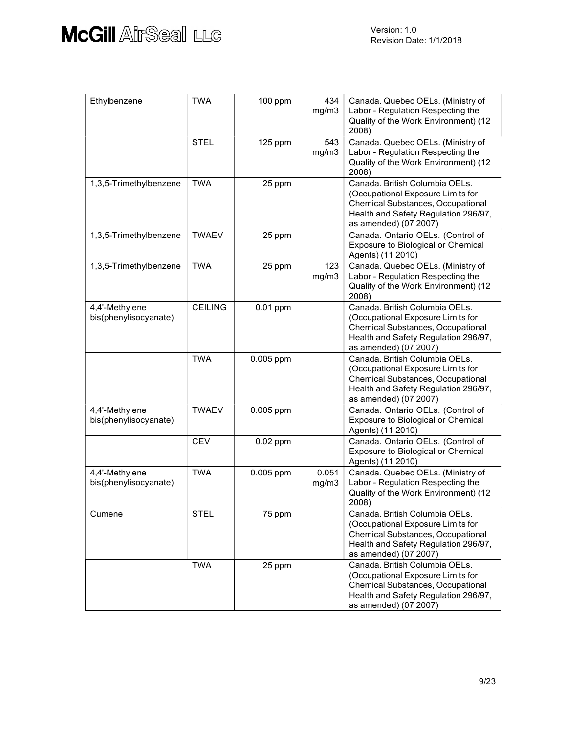| | | | | |
|---|---|---|---|---|
| Ethylbenzene | TWA | 100 ppm | 434 mg/m3 | Canada. Quebec OELs. (Ministry of Labor - Regulation Respecting the Quality of the Work Environment) (12 2008) |
| | STEL | 125 ppm | 543 mg/m3 | Canada. Quebec OELs. (Ministry of Labor - Regulation Respecting the Quality of the Work Environment) (12 2008) |
| 1,3,5-Trimethylbenzene | TWA | 25 ppm | | Canada. British Columbia OELs. (Occupational Exposure Limits for Chemical Substances, Occupational Health and Safety Regulation 296/97, as amended) (07 2007) |
| 1,3,5-Trimethylbenzene | TWAEV | 25 ppm | | Canada. Ontario OELs. (Control of Exposure to Biological or Chemical Agents) (11 2010) |
| 1,3,5-Trimethylbenzene | TWA | 25 ppm | 123 mg/m3 | Canada. Quebec OELs. (Ministry of Labor - Regulation Respecting the Quality of the Work Environment) (12 2008) |
| 4,4'-Methylene bis(phenylisocyanate) | CEILING | 0.01 ppm | | Canada. British Columbia OELs. (Occupational Exposure Limits for Chemical Substances, Occupational Health and Safety Regulation 296/97, as amended) (07 2007) |
| | TWA | 0.005 ppm | | Canada. British Columbia OELs. (Occupational Exposure Limits for Chemical Substances, Occupational Health and Safety Regulation 296/97, as amended) (07 2007) |
| 4,4'-Methylene bis(phenylisocyanate) | TWAEV | 0.005 ppm | | Canada. Ontario OELs. (Control of Exposure to Biological or Chemical Agents) (11 2010) |
| | CEV | 0.02 ppm | | Canada. Ontario OELs. (Control of Exposure to Biological or Chemical Agents) (11 2010) |
| 4,4'-Methylene bis(phenylisocyanate) | TWA | 0.005 ppm | 0.051 mg/m3 | Canada. Quebec OELs. (Ministry of Labor - Regulation Respecting the Quality of the Work Environment) (12 2008) |
| Cumene | STEL | 75 ppm | | Canada. British Columbia OELs. (Occupational Exposure Limits for Chemical Substances, Occupational Health and Safety Regulation 296/97, as amended) (07 2007) |
| | TWA | 25 ppm | | Canada. British Columbia OELs. (Occupational Exposure Limits for Chemical Substances, Occupational Health and Safety Regulation 296/97, as amended) (07 2007) |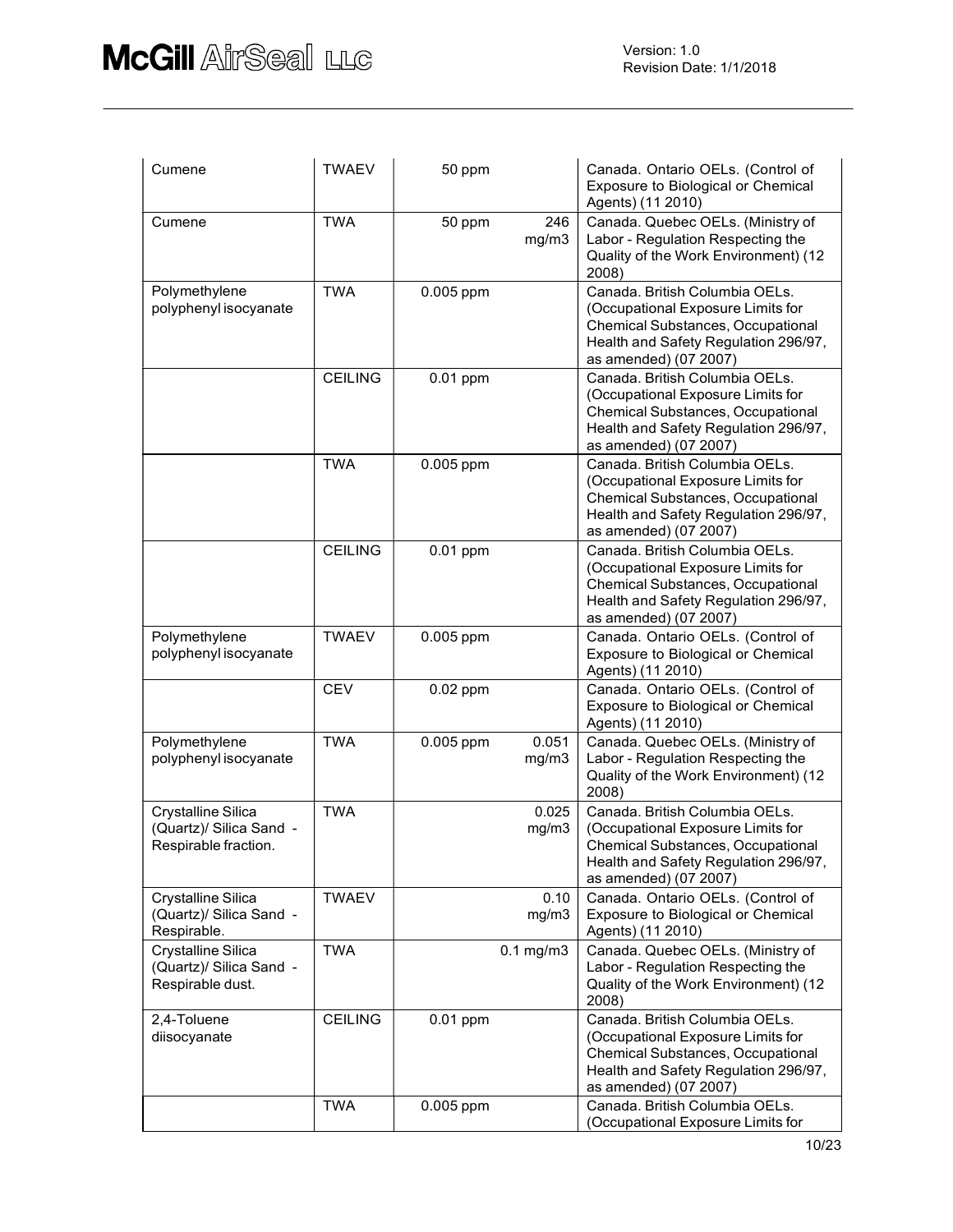| | | | | |
|---|---|---|---|---|
| Cumene | TWAEV | 50 ppm | | Canada. Ontario OELs. (Control of Exposure to Biological or Chemical Agents) (11 2010) |
| Cumene | TWA | 50 ppm | 246 mg/m3 | Canada. Quebec OELs. (Ministry of Labor - Regulation Respecting the Quality of the Work Environment) (12 2008) |
| Polymethylene polyphenyl isocyanate | TWA | 0.005 ppm | | Canada. British Columbia OELs. (Occupational Exposure Limits for Chemical Substances, Occupational Health and Safety Regulation 296/97, as amended) (07 2007) |
| | CEILING | 0.01 ppm | | Canada. British Columbia OELs. (Occupational Exposure Limits for Chemical Substances, Occupational Health and Safety Regulation 296/97, as amended) (07 2007) |
| | TWA | 0.005 ppm | | Canada. British Columbia OELs. (Occupational Exposure Limits for Chemical Substances, Occupational Health and Safety Regulation 296/97, as amended) (07 2007) |
| | CEILING | 0.01 ppm | | Canada. British Columbia OELs. (Occupational Exposure Limits for Chemical Substances, Occupational Health and Safety Regulation 296/97, as amended) (07 2007) |
| Polymethylene polyphenyl isocyanate | TWAEV | 0.005 ppm | | Canada. Ontario OELs. (Control of Exposure to Biological or Chemical Agents) (11 2010) |
| | CEV | 0.02 ppm | | Canada. Ontario OELs. (Control of Exposure to Biological or Chemical Agents) (11 2010) |
| Polymethylene polyphenyl isocyanate | TWA | 0.005 ppm | 0.051 mg/m3 | Canada. Quebec OELs. (Ministry of Labor - Regulation Respecting the Quality of the Work Environment) (12 2008) |
| Crystalline Silica (Quartz)/ Silica Sand - Respirable fraction. | TWA | | 0.025 mg/m3 | Canada. British Columbia OELs. (Occupational Exposure Limits for Chemical Substances, Occupational Health and Safety Regulation 296/97, as amended) (07 2007) |
| Crystalline Silica (Quartz)/ Silica Sand - Respirable. | TWAEV | | 0.10 mg/m3 | Canada. Ontario OELs. (Control of Exposure to Biological or Chemical Agents) (11 2010) |
| Crystalline Silica (Quartz)/ Silica Sand - Respirable dust. | TWA | | 0.1 mg/m3 | Canada. Quebec OELs. (Ministry of Labor - Regulation Respecting the Quality of the Work Environment) (12 2008) |
| 2,4-Toluene diisocyanate | CEILING | 0.01 ppm | | Canada. British Columbia OELs. (Occupational Exposure Limits for Chemical Substances, Occupational Health and Safety Regulation 296/97, as amended) (07 2007) |
| | TWA | 0.005 ppm | | Canada. British Columbia OELs. (Occupational Exposure Limits for |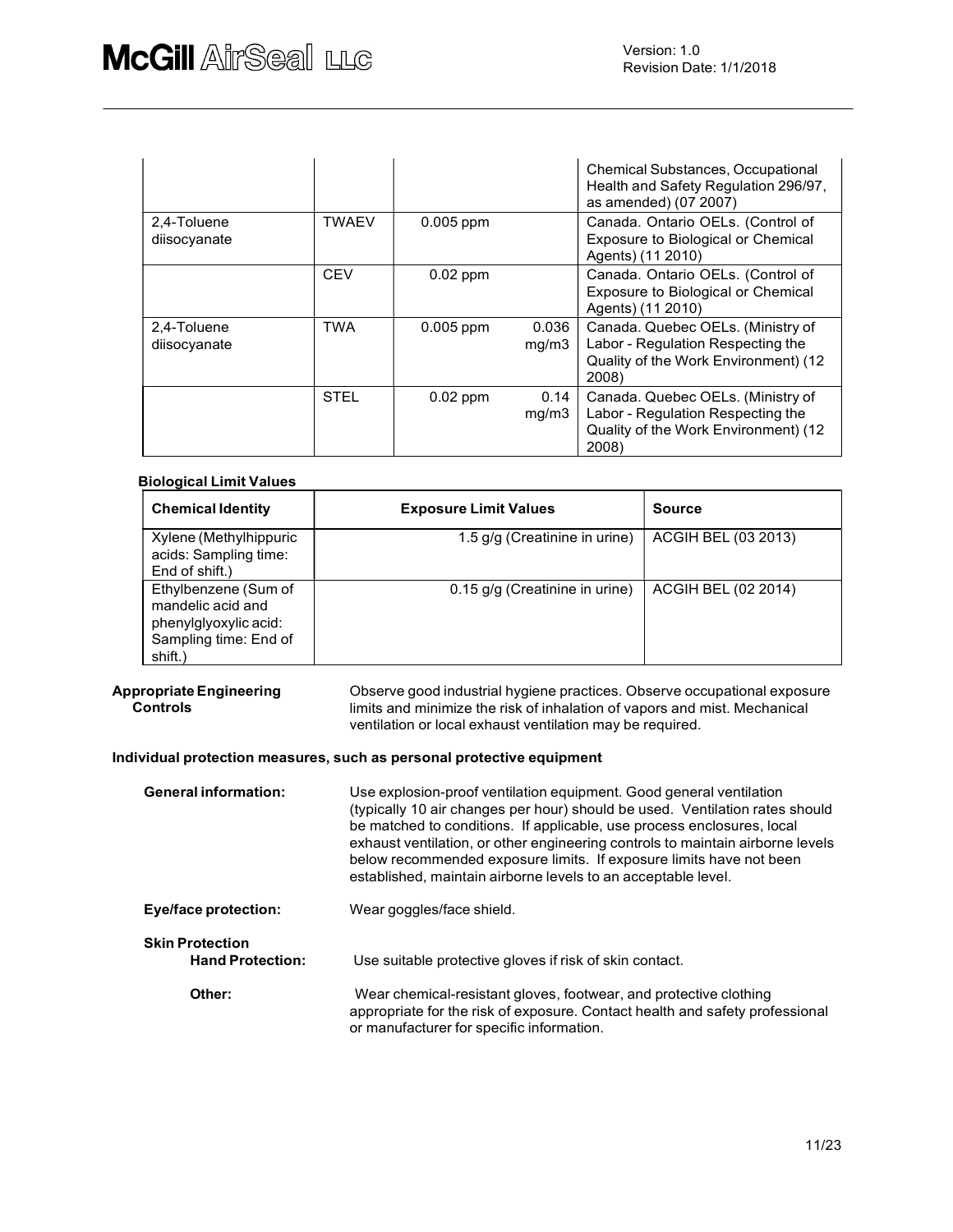| | | | | |
|---|---|---|---|---|
| | | | | Chemical Substances, Occupational Health and Safety Regulation 296/97, as amended) (07 2007) |
| 2,4-Toluene diisocyanate | TWAEV | 0.005 ppm | | Canada. Ontario OELs. (Control of Exposure to Biological or Chemical Agents) (11 2010) |
| | CEV | 0.02 ppm | | Canada. Ontario OELs. (Control of Exposure to Biological or Chemical Agents) (11 2010) |
| 2,4-Toluene diisocyanate | TWA | 0.005 ppm | 0.036 mg/m3 | Canada. Quebec OELs. (Ministry of Labor - Regulation Respecting the Quality of the Work Environment) (12 2008) |
| | STEL | 0.02 ppm | 0.14 mg/m3 | Canada. Quebec OELs. (Ministry of Labor - Regulation Respecting the Quality of the Work Environment) (12 2008) |

**Biological Limit Values**

| Chemical Identity | Exposure Limit Values | Source |
|---|---|---|
| Xylene (Methylhippuric acids: Sampling time: End of shift.) | 1.5 g/g (Creatinine in urine) | ACGIH BEL (03 2013) |
| Ethylbenzene (Sum of mandelic acid and phenylglyoxylic acid: Sampling time: End of shift.) | 0.15 g/g (Creatinine in urine) | ACGIH BEL (02 2014) |

**Appropriate Engineering Controls**

Observe good industrial hygiene practices. Observe occupational exposure limits and minimize the risk of inhalation of vapors and mist. Mechanical ventilation or local exhaust ventilation may be required.

**Individual protection measures, such as personal protective equipment**

**General information:** Use explosion-proof ventilation equipment. Good general ventilation (typically 10 air changes per hour) should be used. Ventilation rates should be matched to conditions. If applicable, use process enclosures, local exhaust ventilation, or other engineering controls to maintain airborne levels below recommended exposure limits. If exposure limits have not been established, maintain airborne levels to an acceptable level.

**Eye/face protection:** Wear goggles/face shield.

**Skin Protection**

**Hand Protection:** Use suitable protective gloves if risk of skin contact.

**Other:** Wear chemical-resistant gloves, footwear, and protective clothing appropriate for the risk of exposure. Contact health and safety professional or manufacturer for specific information.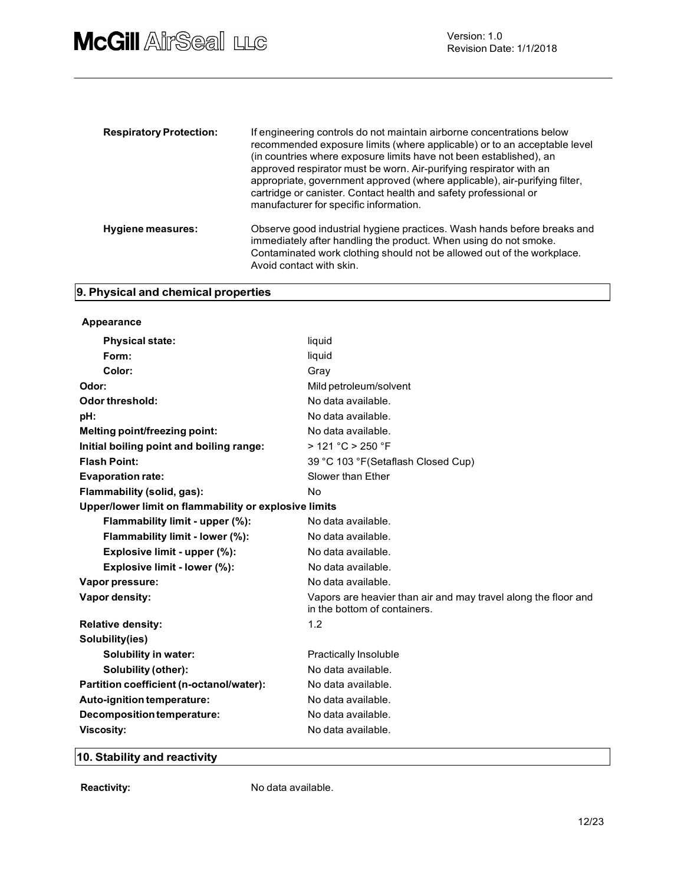| | |
|---|---|
| **Respiratory Protection:** | If engineering controls do not maintain airborne concentrations below recommended exposure limits (where applicable) or to an acceptable level (in countries where exposure limits have not been established), an approved respirator must be worn. Air-purifying respirator with an appropriate, government approved (where applicable), air-purifying filter, cartridge or canister. Contact health and safety professional or manufacturer for specific information. |
| **Hygiene measures:** | Observe good industrial hygiene practices. Wash hands before breaks and immediately after handling the product. When using do not smoke. Contaminated work clothing should not be allowed out of the workplace. Avoid contact with skin. |

## 9. Physical and chemical properties

**Appearance**

| | |
|---|---|
| **Physical state:** | liquid |
| **Form:** | liquid |
| **Color:** | Gray |
| **Odor:** | Mild petroleum/solvent |
| **Odor threshold:** | No data available. |
| **pH:** | No data available. |
| **Melting point/freezing point:** | No data available. |
| **Initial boiling point and boiling range:** | > 121 °C > 250 °F |
| **Flash Point:** | 39 °C 103 °F(Setaflash Closed Cup) |
| **Evaporation rate:** | Slower than Ether |
| **Flammability (solid, gas):** | No |
| **Upper/lower limit on flammability or explosive limits** | |
| **Flammability limit - upper (%):** | No data available. |
| **Flammability limit - lower (%):** | No data available. |
| **Explosive limit - upper (%):** | No data available. |
| **Explosive limit - lower (%):** | No data available. |
| **Vapor pressure:** | No data available. |
| **Vapor density:** | Vapors are heavier than air and may travel along the floor and in the bottom of containers. |
| **Relative density:** | 1.2 |
| **Solubility(ies)** | |
| **Solubility in water:** | Practically Insoluble |
| **Solubility (other):** | No data available. |
| **Partition coefficient (n-octanol/water):** | No data available. |
| **Auto-ignition temperature:** | No data available. |
| **Decomposition temperature:** | No data available. |
| **Viscosity:** | No data available. |

## 10. Stability and reactivity

| | |
|---|---|
| **Reactivity:** | No data available. |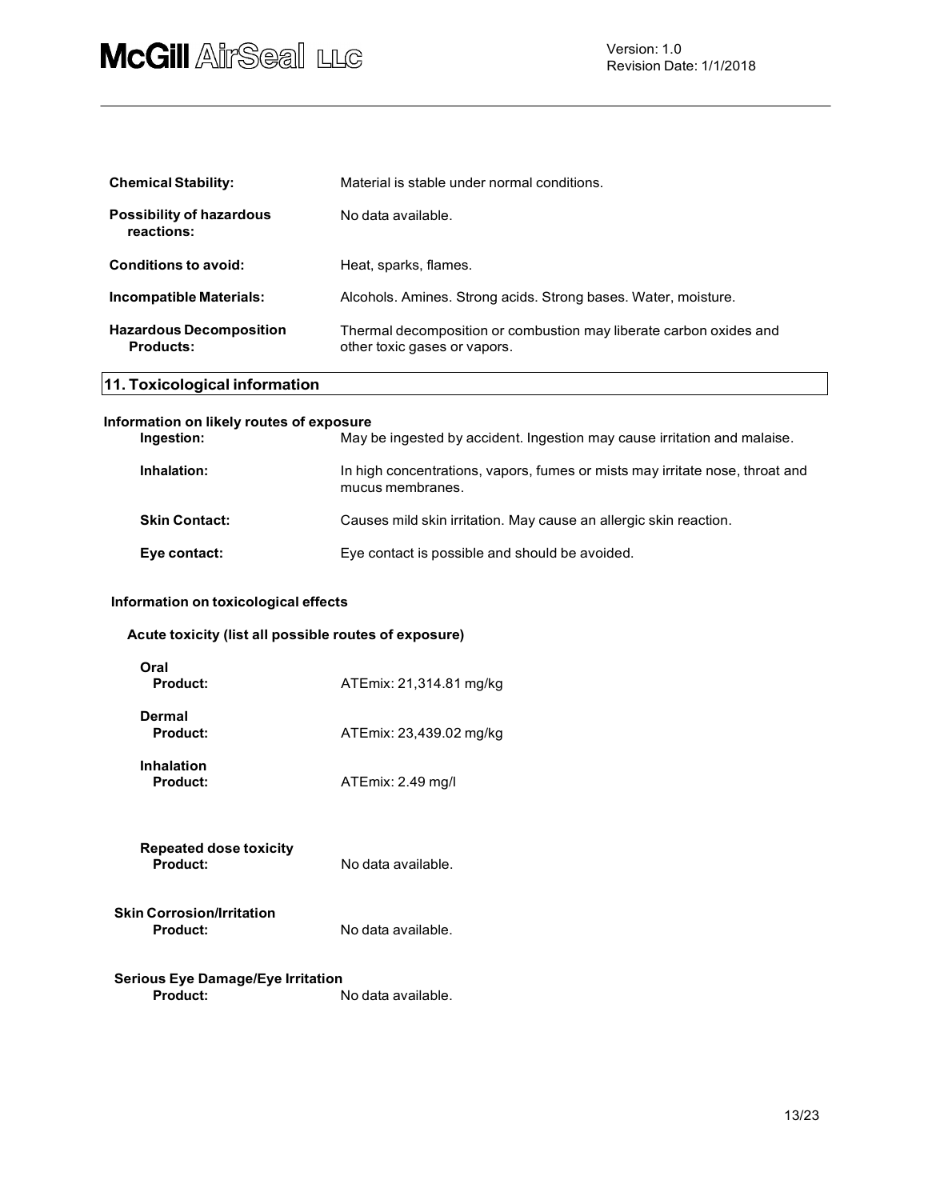**Chemical Stability:** Material is stable under normal conditions.

**Possibility of hazardous reactions:** No data available.

**Conditions to avoid:** Heat, sparks, flames.

**Incompatible Materials:** Alcohols. Amines. Strong acids. Strong bases. Water, moisture.

**Hazardous Decomposition Products:** Thermal decomposition or combustion may liberate carbon oxides and other toxic gases or vapors.

## 11. Toxicological information

### Information on likely routes of exposure

**Ingestion:** May be ingested by accident. Ingestion may cause irritation and malaise.

**Inhalation:** In high concentrations, vapors, fumes or mists may irritate nose, throat and mucus membranes.

**Skin Contact:** Causes mild skin irritation. May cause an allergic skin reaction.

**Eye contact:** Eye contact is possible and should be avoided.

### Information on toxicological effects

#### Acute toxicity (list all possible routes of exposure)

**Oral**
**Product:** ATEmix: 21,314.81 mg/kg

**Dermal**
**Product:** ATEmix: 23,439.02 mg/kg

**Inhalation**
**Product:** ATEmix: 2.49 mg/l

**Repeated dose toxicity**
**Product:** No data available.

**Skin Corrosion/Irritation**
**Product:** No data available.

**Serious Eye Damage/Eye Irritation**
**Product:** No data available.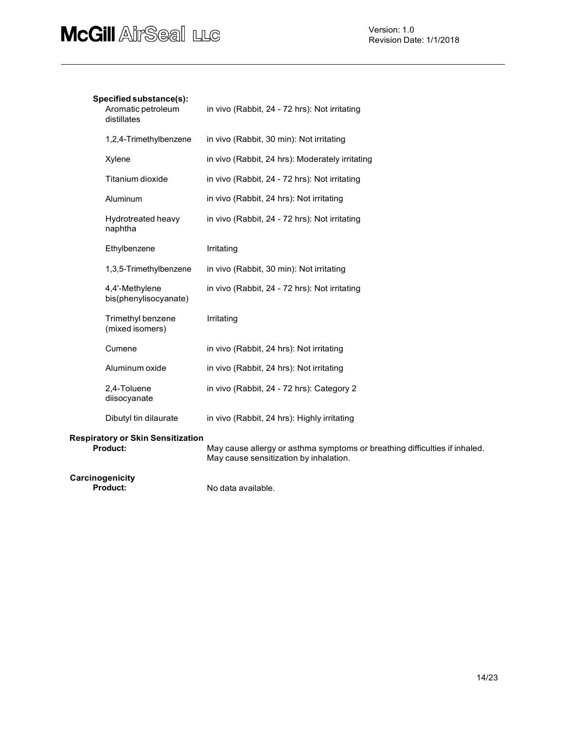**Specified substance(s):**

| Substance | Result |
| --- | --- |
| Aromatic petroleum distillates | in vivo (Rabbit, 24 - 72 hrs): Not irritating |
| 1,2,4-Trimethylbenzene | in vivo (Rabbit, 30 min): Not irritating |
| Xylene | in vivo (Rabbit, 24 hrs): Moderately irritating |
| Titanium dioxide | in vivo (Rabbit, 24 - 72 hrs): Not irritating |
| Aluminum | in vivo (Rabbit, 24 hrs): Not irritating |
| Hydrotreated heavy naphtha | in vivo (Rabbit, 24 - 72 hrs): Not irritating |
| Ethylbenzene | Irritating |
| 1,3,5-Trimethylbenzene | in vivo (Rabbit, 30 min): Not irritating |
| 4,4'-Methylene bis(phenylisocyanate) | in vivo (Rabbit, 24 - 72 hrs): Not irritating |
| Trimethyl benzene (mixed isomers) | Irritating |
| Cumene | in vivo (Rabbit, 24 hrs): Not irritating |
| Aluminum oxide | in vivo (Rabbit, 24 hrs): Not irritating |
| 2,4-Toluene diisocyanate | in vivo (Rabbit, 24 - 72 hrs): Category 2 |
| Dibutyl tin dilaurate | in vivo (Rabbit, 24 hrs): Highly irritating |

**Respiratory or Skin Sensitization**

**Product:** May cause allergy or asthma symptoms or breathing difficulties if inhaled. May cause sensitization by inhalation.

**Carcinogenicity**

**Product:** No data available.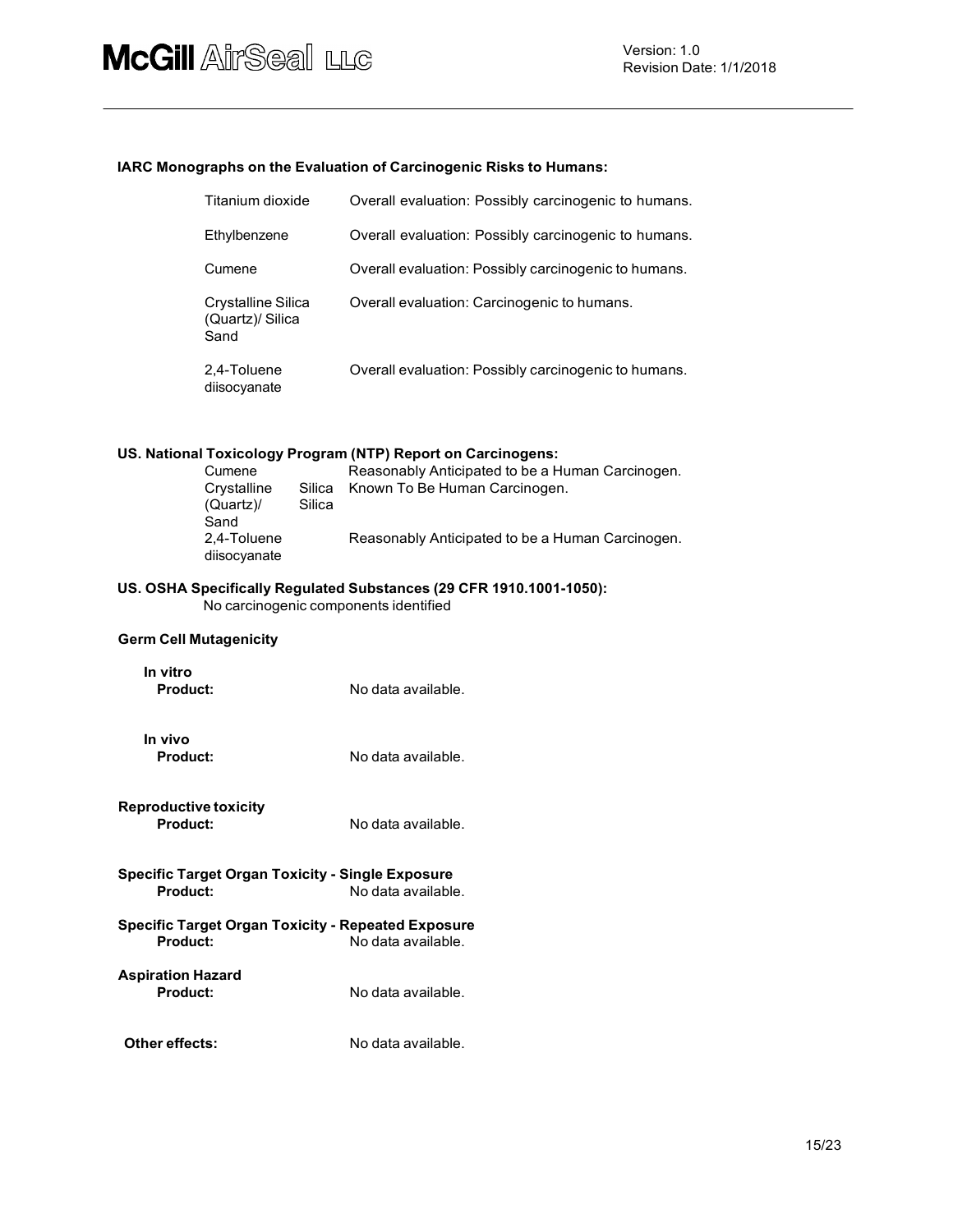**IARC Monographs on the Evaluation of Carcinogenic Risks to Humans:**

| | |
|---|---|
| Titanium dioxide | Overall evaluation: Possibly carcinogenic to humans. |
| Ethylbenzene | Overall evaluation: Possibly carcinogenic to humans. |
| Cumene | Overall evaluation: Possibly carcinogenic to humans. |
| Crystalline Silica (Quartz)/ Silica Sand | Overall evaluation: Carcinogenic to humans. |
| 2,4-Toluene diisocyanate | Overall evaluation: Possibly carcinogenic to humans. |

**US. National Toxicology Program (NTP) Report on Carcinogens:**

| | |
|---|---|
| Cumene | Reasonably Anticipated to be a Human Carcinogen. |
| Crystalline Silica (Quartz)/ Silica Sand | Known To Be Human Carcinogen. |
| 2,4-Toluene diisocyanate | Reasonably Anticipated to be a Human Carcinogen. |

**US. OSHA Specifically Regulated Substances (29 CFR 1910.1001-1050):**
No carcinogenic components identified

**Germ Cell Mutagenicity**

**In vitro**
**Product:** No data available.

**In vivo**
**Product:** No data available.

**Reproductive toxicity**
**Product:** No data available.

**Specific Target Organ Toxicity - Single Exposure**
**Product:** No data available.

**Specific Target Organ Toxicity - Repeated Exposure**
**Product:** No data available.

**Aspiration Hazard**
**Product:** No data available.

**Other effects:** No data available.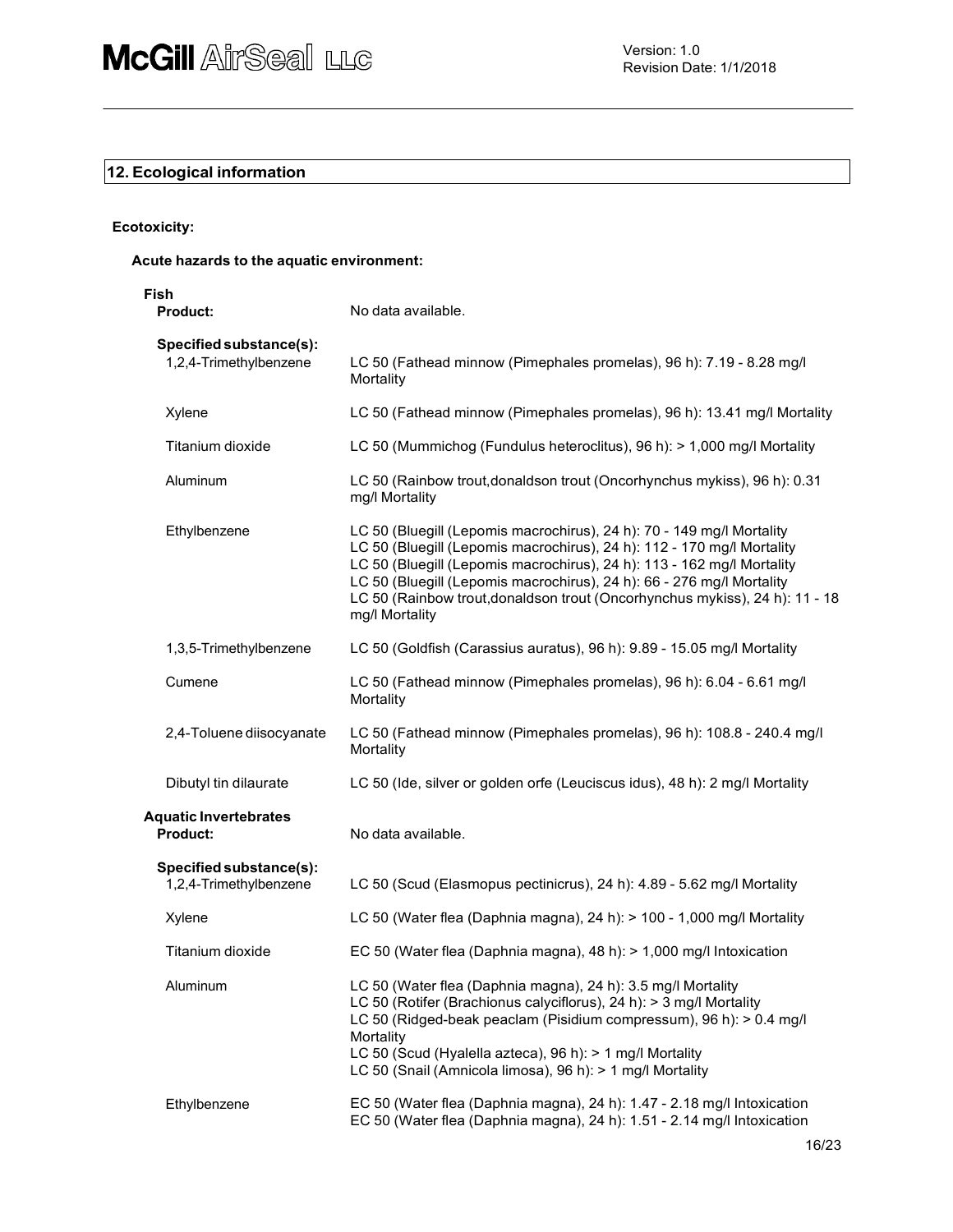## 12. Ecological information

**Ecotoxicity:**

**Acute hazards to the aquatic environment:**

**Fish**

| | |
|---|---|
| **Product:** | No data available. |
| **Specified substance(s):** | |
| 1,2,4-Trimethylbenzene | LC 50 (Fathead minnow (Pimephales promelas), 96 h): 7.19 - 8.28 mg/l Mortality |
| Xylene | LC 50 (Fathead minnow (Pimephales promelas), 96 h): 13.41 mg/l Mortality |
| Titanium dioxide | LC 50 (Mummichog (Fundulus heteroclitus), 96 h): > 1,000 mg/l Mortality |
| Aluminum | LC 50 (Rainbow trout,donaldson trout (Oncorhynchus mykiss), 96 h): 0.31 mg/l Mortality |
| Ethylbenzene | LC 50 (Bluegill (Lepomis macrochirus), 24 h): 70 - 149 mg/l Mortality<br>LC 50 (Bluegill (Lepomis macrochirus), 24 h): 112 - 170 mg/l Mortality<br>LC 50 (Bluegill (Lepomis macrochirus), 24 h): 113 - 162 mg/l Mortality<br>LC 50 (Bluegill (Lepomis macrochirus), 24 h): 66 - 276 mg/l Mortality<br>LC 50 (Rainbow trout,donaldson trout (Oncorhynchus mykiss), 24 h): 11 - 18 mg/l Mortality |
| 1,3,5-Trimethylbenzene | LC 50 (Goldfish (Carassius auratus), 96 h): 9.89 - 15.05 mg/l Mortality |
| Cumene | LC 50 (Fathead minnow (Pimephales promelas), 96 h): 6.04 - 6.61 mg/l Mortality |
| 2,4-Toluene diisocyanate | LC 50 (Fathead minnow (Pimephales promelas), 96 h): 108.8 - 240.4 mg/l Mortality |
| Dibutyl tin dilaurate | LC 50 (Ide, silver or golden orfe (Leuciscus idus), 48 h): 2 mg/l Mortality |

**Aquatic Invertebrates**

| | |
|---|---|
| **Product:** | No data available. |
| **Specified substance(s):** | |
| 1,2,4-Trimethylbenzene | LC 50 (Scud (Elasmopus pectinicrus), 24 h): 4.89 - 5.62 mg/l Mortality |
| Xylene | LC 50 (Water flea (Daphnia magna), 24 h): > 100 - 1,000 mg/l Mortality |
| Titanium dioxide | EC 50 (Water flea (Daphnia magna), 48 h): > 1,000 mg/l Intoxication |
| Aluminum | LC 50 (Water flea (Daphnia magna), 24 h): 3.5 mg/l Mortality<br>LC 50 (Rotifer (Brachionus calyciflorus), 24 h): > 3 mg/l Mortality<br>LC 50 (Ridged-beak peaclam (Pisidium compressum), 96 h): > 0.4 mg/l Mortality<br>LC 50 (Scud (Hyalella azteca), 96 h): > 1 mg/l Mortality<br>LC 50 (Snail (Amnicola limosa), 96 h): > 1 mg/l Mortality |
| Ethylbenzene | EC 50 (Water flea (Daphnia magna), 24 h): 1.47 - 2.18 mg/l Intoxication<br>EC 50 (Water flea (Daphnia magna), 24 h): 1.51 - 2.14 mg/l Intoxication |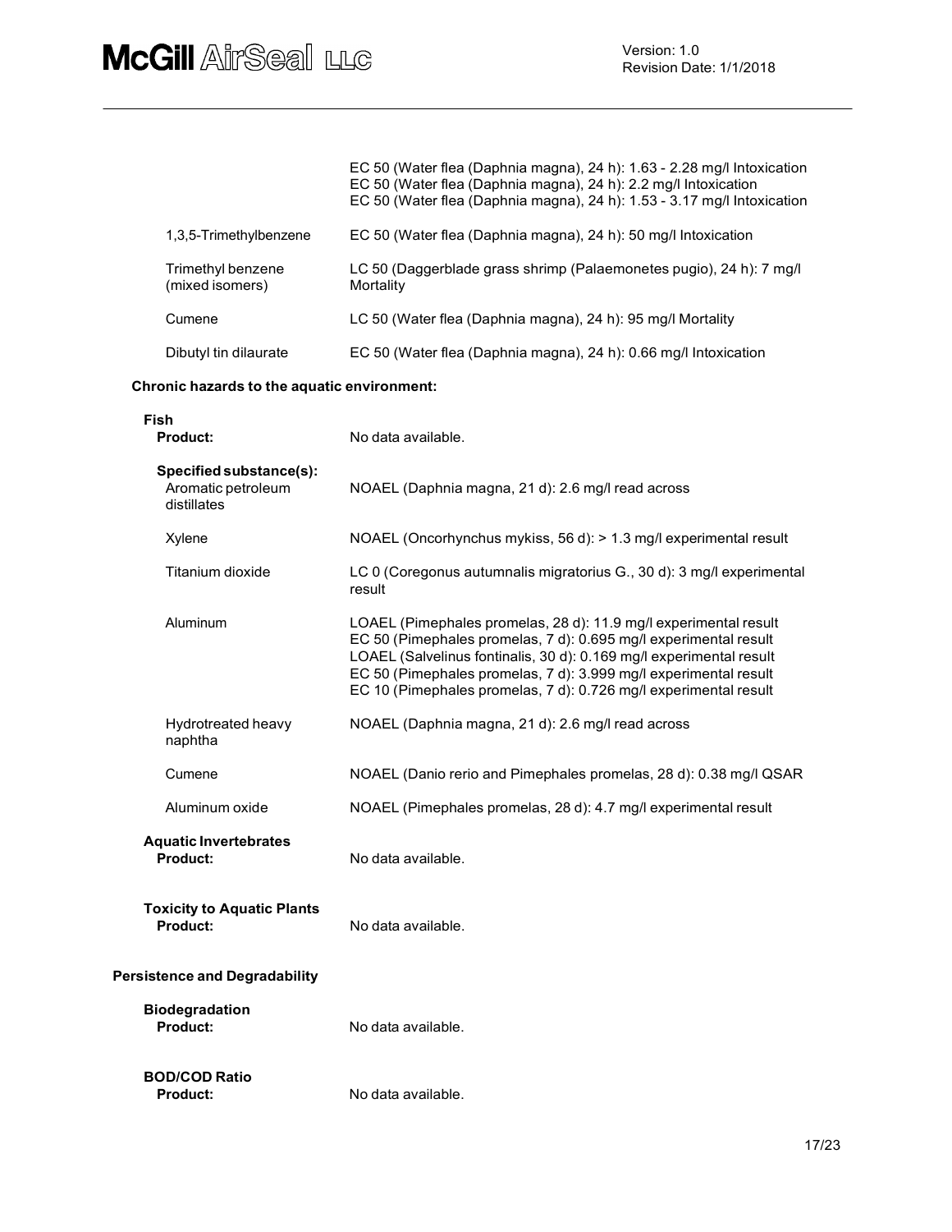| | |
|---|---|
| | EC 50 (Water flea (Daphnia magna), 24 h): 1.63 - 2.28 mg/l Intoxication<br>EC 50 (Water flea (Daphnia magna), 24 h): 2.2 mg/l Intoxication<br>EC 50 (Water flea (Daphnia magna), 24 h): 1.53 - 3.17 mg/l Intoxication |
| 1,3,5-Trimethylbenzene | EC 50 (Water flea (Daphnia magna), 24 h): 50 mg/l Intoxication |
| Trimethyl benzene (mixed isomers) | LC 50 (Daggerblade grass shrimp (Palaemonetes pugio), 24 h): 7 mg/l Mortality |
| Cumene | LC 50 (Water flea (Daphnia magna), 24 h): 95 mg/l Mortality |
| Dibutyl tin dilaurate | EC 50 (Water flea (Daphnia magna), 24 h): 0.66 mg/l Intoxication |

**Chronic hazards to the aquatic environment:**

**Fish**

**Product:** No data available.

**Specified substance(s):**

| | |
|---|---|
| Aromatic petroleum distillates | NOAEL (Daphnia magna, 21 d): 2.6 mg/l read across |
| Xylene | NOAEL (Oncorhynchus mykiss, 56 d): > 1.3 mg/l experimental result |
| Titanium dioxide | LC 0 (Coregonus autumnalis migratorius G., 30 d): 3 mg/l experimental result |
| Aluminum | LOAEL (Pimephales promelas, 28 d): 11.9 mg/l experimental result<br>EC 50 (Pimephales promelas, 7 d): 0.695 mg/l experimental result<br>LOAEL (Salvelinus fontinalis, 30 d): 0.169 mg/l experimental result<br>EC 50 (Pimephales promelas, 7 d): 3.999 mg/l experimental result<br>EC 10 (Pimephales promelas, 7 d): 0.726 mg/l experimental result |
| Hydrotreated heavy naphtha | NOAEL (Daphnia magna, 21 d): 2.6 mg/l read across |
| Cumene | NOAEL (Danio rerio and Pimephales promelas, 28 d): 0.38 mg/l QSAR |
| Aluminum oxide | NOAEL (Pimephales promelas, 28 d): 4.7 mg/l experimental result |

**Aquatic Invertebrates**

**Product:** No data available.

**Toxicity to Aquatic Plants**

**Product:** No data available.

**Persistence and Degradability**

**Biodegradation**

**Product:** No data available.

**BOD/COD Ratio**

**Product:** No data available.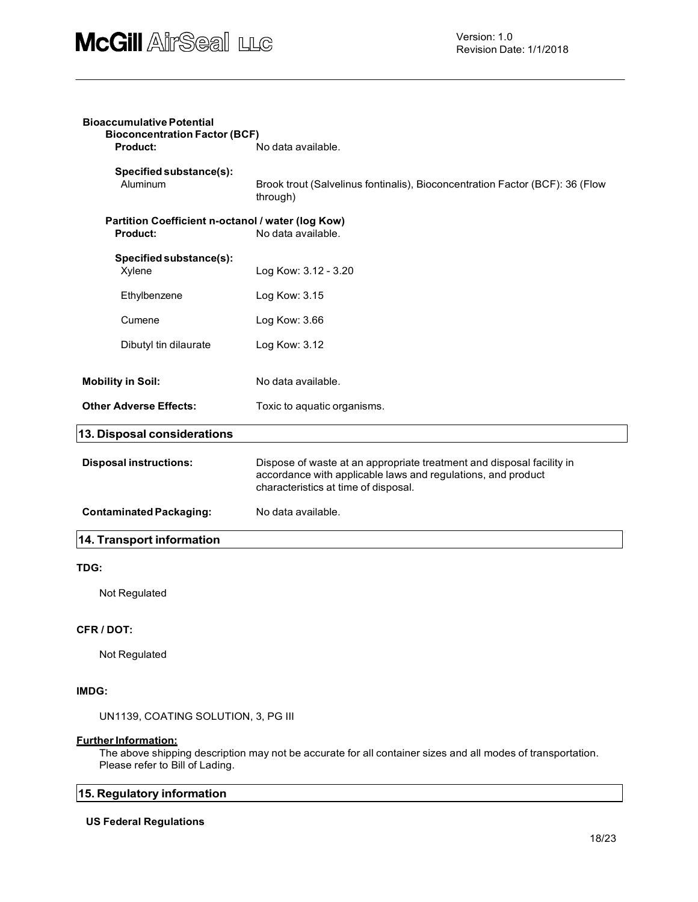**Bioaccumulative Potential**

**Bioconcentration Factor (BCF)**

| | |
|---|---|
| **Product:** | No data available. |
| **Specified substance(s):** | |
| Aluminum | Brook trout (Salvelinus fontinalis), Bioconcentration Factor (BCF): 36 (Flow through) |

**Partition Coefficient n-octanol / water (log Kow)**

| | |
|---|---|
| **Product:** | No data available. |
| **Specified substance(s):** | |
| Xylene | Log Kow: 3.12 - 3.20 |
| Ethylbenzene | Log Kow: 3.15 |
| Cumene | Log Kow: 3.66 |
| Dibutyl tin dilaurate | Log Kow: 3.12 |

| | |
|---|---|
| **Mobility in Soil:** | No data available. |
| **Other Adverse Effects:** | Toxic to aquatic organisms. |

## 13. Disposal considerations

| | |
|---|---|
| **Disposal instructions:** | Dispose of waste at an appropriate treatment and disposal facility in accordance with applicable laws and regulations, and product characteristics at time of disposal. |
| **Contaminated Packaging:** | No data available. |

## 14. Transport information

**TDG:**

Not Regulated

**CFR / DOT:**

Not Regulated

**IMDG:**

UN1139, COATING SOLUTION, 3, PG III

**Further Information:**

The above shipping description may not be accurate for all container sizes and all modes of transportation. Please refer to Bill of Lading.

## 15. Regulatory information

**US Federal Regulations**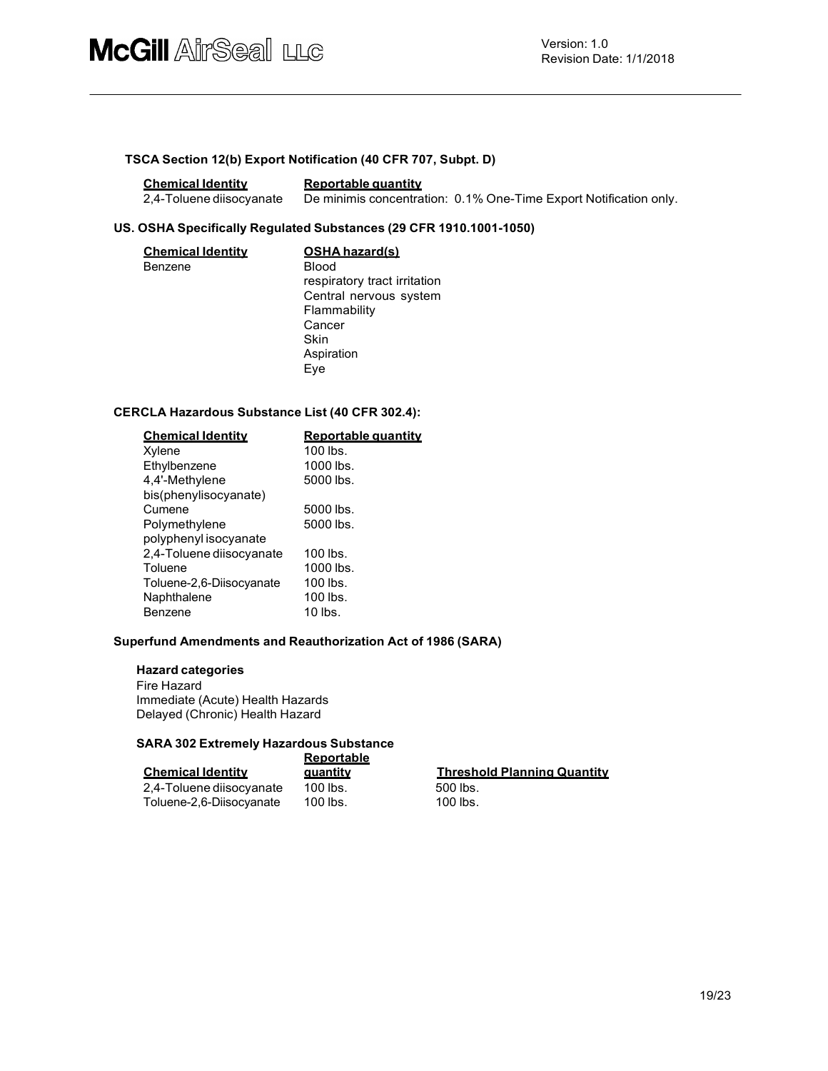### TSCA Section 12(b) Export Notification (40 CFR 707, Subpt. D)

| Chemical Identity | Reportable quantity |
| --- | --- |
| 2,4-Toluene diisocyanate | De minimis concentration: 0.1% One-Time Export Notification only. |

### US. OSHA Specifically Regulated Substances (29 CFR 1910.1001-1050)

| Chemical Identity | OSHA hazard(s) |
| --- | --- |
| Benzene | Blood<br>respiratory tract irritation<br>Central nervous system<br>Flammability<br>Cancer<br>Skin<br>Aspiration<br>Eye |

### CERCLA Hazardous Substance List (40 CFR 302.4):

| Chemical Identity | Reportable quantity |
| --- | --- |
| Xylene | 100 lbs. |
| Ethylbenzene | 1000 lbs. |
| 4,4'-Methylene bis(phenylisocyanate) | 5000 lbs. |
| Cumene | 5000 lbs. |
| Polymethylene polyphenyl isocyanate | 5000 lbs. |
| 2,4-Toluene diisocyanate | 100 lbs. |
| Toluene | 1000 lbs. |
| Toluene-2,6-Diisocyanate | 100 lbs. |
| Naphthalene | 100 lbs. |
| Benzene | 10 lbs. |

### Superfund Amendments and Reauthorization Act of 1986 (SARA)

#### Hazard categories

Fire Hazard
Immediate (Acute) Health Hazards
Delayed (Chronic) Health Hazard

#### SARA 302 Extremely Hazardous Substance

| Chemical Identity | Reportable quantity | Threshold Planning Quantity |
| --- | --- | --- |
| 2,4-Toluene diisocyanate | 100 lbs. | 500 lbs. |
| Toluene-2,6-Diisocyanate | 100 lbs. | 100 lbs. |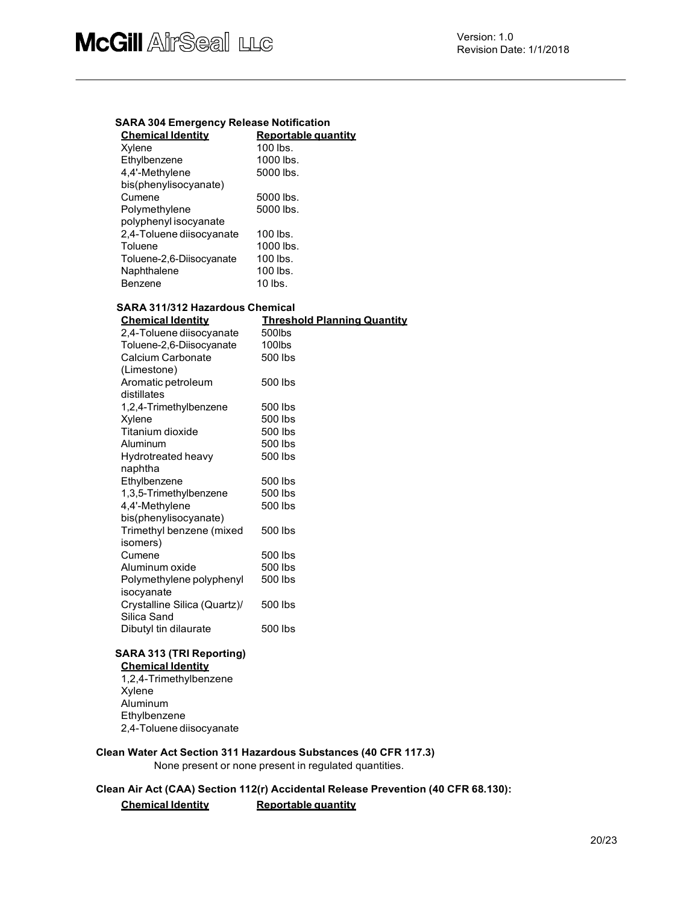### SARA 304 Emergency Release Notification

| Chemical Identity | Reportable quantity |
| --- | --- |
| Xylene | 100 lbs. |
| Ethylbenzene | 1000 lbs. |
| 4,4'-Methylene bis(phenylisocyanate) | 5000 lbs. |
| Cumene | 5000 lbs. |
| Polymethylene polyphenyl isocyanate | 5000 lbs. |
| 2,4-Toluene diisocyanate | 100 lbs. |
| Toluene | 1000 lbs. |
| Toluene-2,6-Diisocyanate | 100 lbs. |
| Naphthalene | 100 lbs. |
| Benzene | 10 lbs. |

### SARA 311/312 Hazardous Chemical

| Chemical Identity | Threshold Planning Quantity |
| --- | --- |
| 2,4-Toluene diisocyanate | 500lbs |
| Toluene-2,6-Diisocyanate | 100lbs |
| Calcium Carbonate (Limestone) | 500 lbs |
| Aromatic petroleum distillates | 500 lbs |
| 1,2,4-Trimethylbenzene | 500 lbs |
| Xylene | 500 lbs |
| Titanium dioxide | 500 lbs |
| Aluminum | 500 lbs |
| Hydrotreated heavy naphtha | 500 lbs |
| Ethylbenzene | 500 lbs |
| 1,3,5-Trimethylbenzene | 500 lbs |
| 4,4'-Methylene bis(phenylisocyanate) | 500 lbs |
| Trimethyl benzene (mixed isomers) | 500 lbs |
| Cumene | 500 lbs |
| Aluminum oxide | 500 lbs |
| Polymethylene polyphenyl isocyanate | 500 lbs |
| Crystalline Silica (Quartz)/ Silica Sand | 500 lbs |
| Dibutyl tin dilaurate | 500 lbs |

### SARA 313 (TRI Reporting)

| Chemical Identity |
| --- |
| 1,2,4-Trimethylbenzene |
| Xylene |
| Aluminum |
| Ethylbenzene |
| 2,4-Toluene diisocyanate |

**Clean Water Act Section 311 Hazardous Substances (40 CFR 117.3)**

None present or none present in regulated quantities.

**Clean Air Act (CAA) Section 112(r) Accidental Release Prevention (40 CFR 68.130):**

| Chemical Identity | Reportable quantity |
| --- | --- |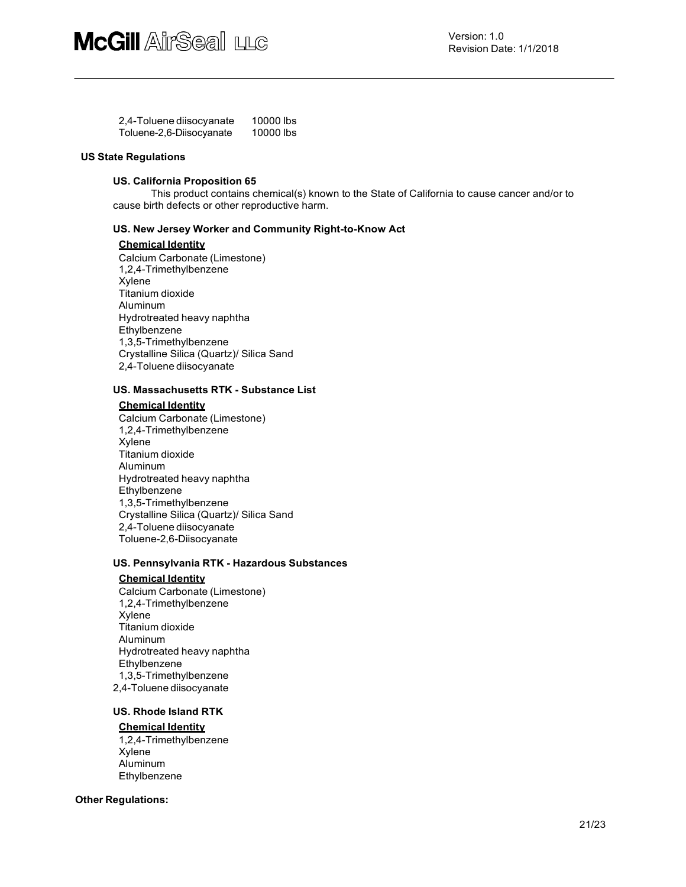| | |
|---|---|
| 2,4-Toluene diisocyanate | 10000 lbs |
| Toluene-2,6-Diisocyanate | 10000 lbs |

## US State Regulations

### US. California Proposition 65

This product contains chemical(s) known to the State of California to cause cancer and/or to cause birth defects or other reproductive harm.

### US. New Jersey Worker and Community Right-to-Know Act

**Chemical Identity**

Calcium Carbonate (Limestone)
1,2,4-Trimethylbenzene
Xylene
Titanium dioxide
Aluminum
Hydrotreated heavy naphtha
Ethylbenzene
1,3,5-Trimethylbenzene
Crystalline Silica (Quartz)/ Silica Sand
2,4-Toluene diisocyanate

### US. Massachusetts RTK - Substance List

**Chemical Identity**

Calcium Carbonate (Limestone)
1,2,4-Trimethylbenzene
Xylene
Titanium dioxide
Aluminum
Hydrotreated heavy naphtha
Ethylbenzene
1,3,5-Trimethylbenzene
Crystalline Silica (Quartz)/ Silica Sand
2,4-Toluene diisocyanate
Toluene-2,6-Diisocyanate

### US. Pennsylvania RTK - Hazardous Substances

**Chemical Identity**

Calcium Carbonate (Limestone)
1,2,4-Trimethylbenzene
Xylene
Titanium dioxide
Aluminum
Hydrotreated heavy naphtha
Ethylbenzene
1,3,5-Trimethylbenzene
2,4-Toluene diisocyanate

### US. Rhode Island RTK

**Chemical Identity**

1,2,4-Trimethylbenzene
Xylene
Aluminum
Ethylbenzene

**Other Regulations:**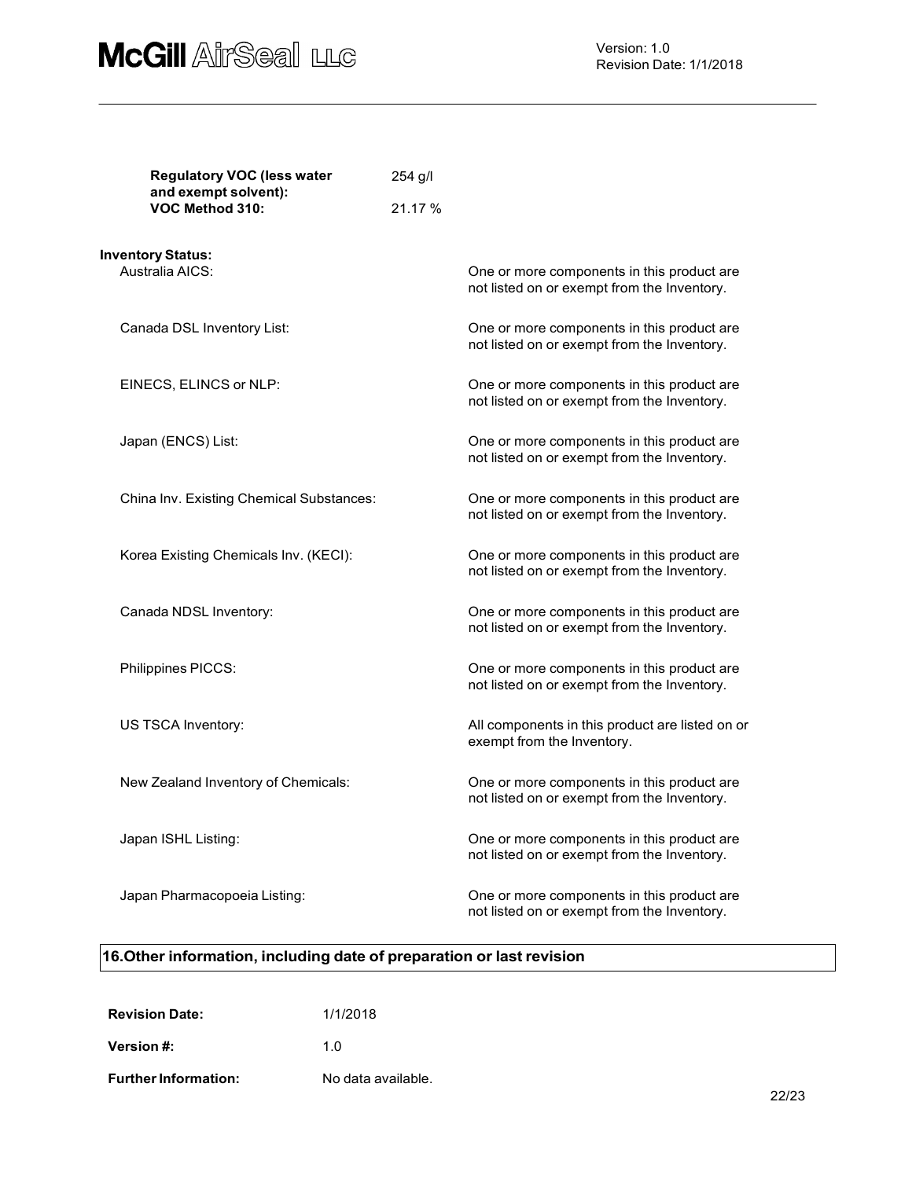| | |
|---|---|
| **Regulatory VOC (less water and exempt solvent):** | 254 g/l |
| **VOC Method 310:** | 21.17 % |

**Inventory Status:**

| | |
|---|---|
| Australia AICS: | One or more components in this product are not listed on or exempt from the Inventory. |
| Canada DSL Inventory List: | One or more components in this product are not listed on or exempt from the Inventory. |
| EINECS, ELINCS or NLP: | One or more components in this product are not listed on or exempt from the Inventory. |
| Japan (ENCS) List: | One or more components in this product are not listed on or exempt from the Inventory. |
| China Inv. Existing Chemical Substances: | One or more components in this product are not listed on or exempt from the Inventory. |
| Korea Existing Chemicals Inv. (KECI): | One or more components in this product are not listed on or exempt from the Inventory. |
| Canada NDSL Inventory: | One or more components in this product are not listed on or exempt from the Inventory. |
| Philippines PICCS: | One or more components in this product are not listed on or exempt from the Inventory. |
| US TSCA Inventory: | All components in this product are listed on or exempt from the Inventory. |
| New Zealand Inventory of Chemicals: | One or more components in this product are not listed on or exempt from the Inventory. |
| Japan ISHL Listing: | One or more components in this product are not listed on or exempt from the Inventory. |
| Japan Pharmacopoeia Listing: | One or more components in this product are not listed on or exempt from the Inventory. |

## 16.Other information, including date of preparation or last revision

| | |
|---|---|
| **Revision Date:** | 1/1/2018 |
| **Version #:** | 1.0 |
| **Further Information:** | No data available. |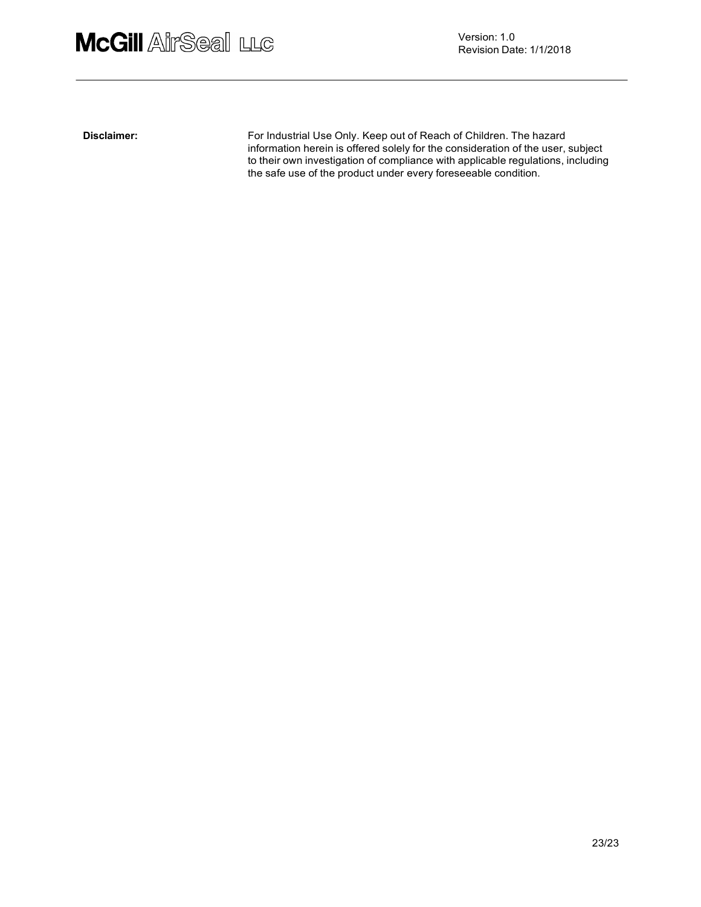**Disclaimer:** For Industrial Use Only. Keep out of Reach of Children. The hazard information herein is offered solely for the consideration of the user, subject to their own investigation of compliance with applicable regulations, including the safe use of the product under every foreseeable condition.